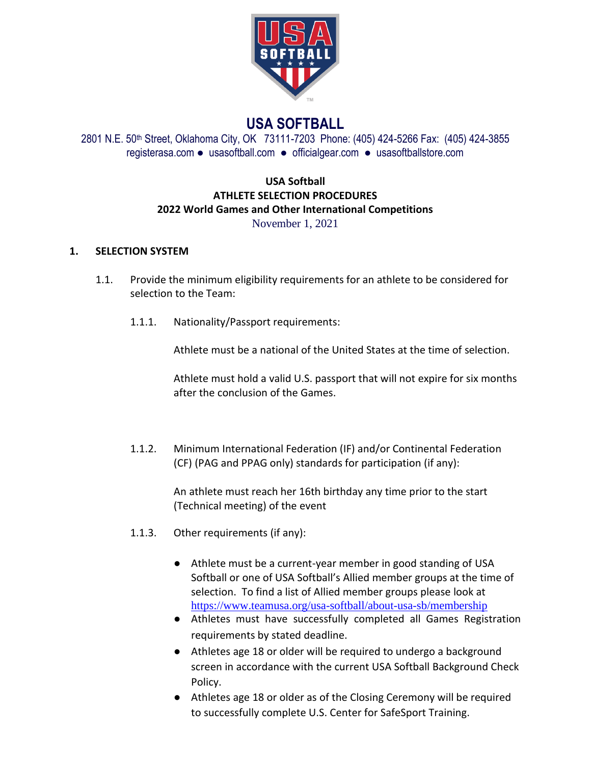# USA SOFTBALL

2801 N.E. 50th Street, Oklahoma City, OK 73111-7203 Phone: (405) 424-5266 Fax: (405) 424-3855
registerasa.com ● usasoftball.com ● officialgear.com ● usasoftballstore.com

**USA Softball**
**ATHLETE SELECTION PROCEDURES**
**2022 World Games and Other International Competitions**
November 1, 2021

## 1. SELECTION SYSTEM

1.1. Provide the minimum eligibility requirements for an athlete to be considered for selection to the Team:

1.1.1. Nationality/Passport requirements:

Athlete must be a national of the United States at the time of selection.

Athlete must hold a valid U.S. passport that will not expire for six months after the conclusion of the Games.

1.1.2. Minimum International Federation (IF) and/or Continental Federation (CF) (PAG and PPAG only) standards for participation (if any):

An athlete must reach her 16th birthday any time prior to the start (Technical meeting) of the event

1.1.3. Other requirements (if any):

- Athlete must be a current-year member in good standing of USA Softball or one of USA Softball's Allied member groups at the time of selection. To find a list of Allied member groups please look at https://www.teamusa.org/usa-softball/about-usa-sb/membership
- Athletes must have successfully completed all Games Registration requirements by stated deadline.
- Athletes age 18 or older will be required to undergo a background screen in accordance with the current USA Softball Background Check Policy.
- Athletes age 18 or older as of the Closing Ceremony will be required to successfully complete U.S. Center for SafeSport Training.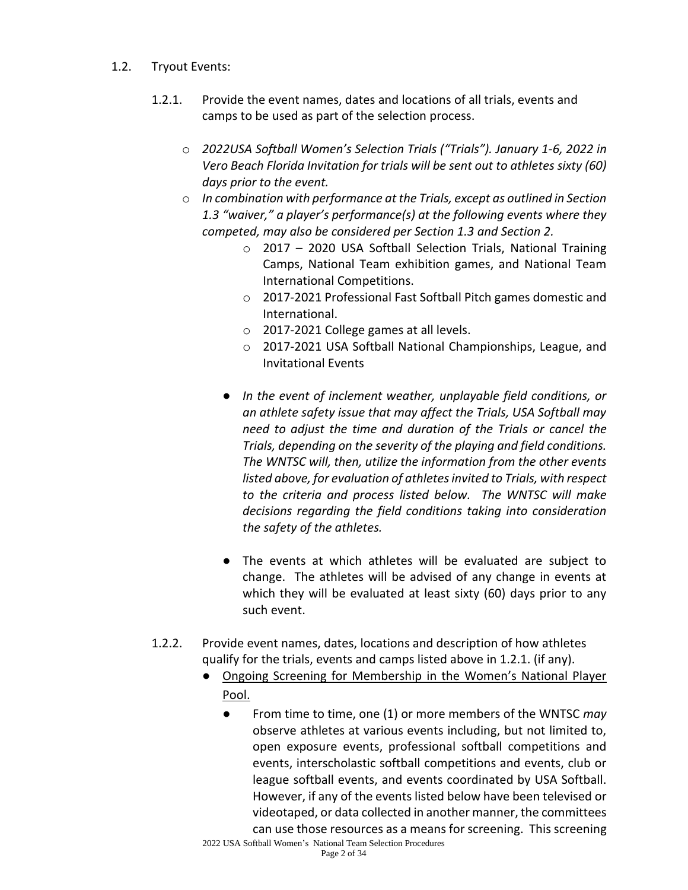1.2. Tryout Events:

1.2.1. Provide the event names, dates and locations of all trials, events and camps to be used as part of the selection process.

- *2022USA Softball Women's Selection Trials ("Trials"). January 1-6, 2022 in Vero Beach Florida Invitation for trials will be sent out to athletes sixty (60) days prior to the event.*
- *In combination with performance at the Trials, except as outlined in Section 1.3 "waiver," a player's performance(s) at the following events where they competed, may also be considered per Section 1.3 and Section 2.*
  - 2017 – 2020 USA Softball Selection Trials, National Training Camps, National Team exhibition games, and National Team International Competitions.
  - 2017-2021 Professional Fast Softball Pitch games domestic and International.
  - 2017-2021 College games at all levels.
  - 2017-2021 USA Softball National Championships, League, and Invitational Events

  - *In the event of inclement weather, unplayable field conditions, or an athlete safety issue that may affect the Trials, USA Softball may need to adjust the time and duration of the Trials or cancel the Trials, depending on the severity of the playing and field conditions. The WNTSC will, then, utilize the information from the other events listed above, for evaluation of athletes invited to Trials, with respect to the criteria and process listed below. The WNTSC will make decisions regarding the field conditions taking into consideration the safety of the athletes.*

  - The events at which athletes will be evaluated are subject to change. The athletes will be advised of any change in events at which they will be evaluated at least sixty (60) days prior to any such event.

1.2.2. Provide event names, dates, locations and description of how athletes qualify for the trials, events and camps listed above in 1.2.1. (if any).

- <u>Ongoing Screening for Membership in the Women's National Player Pool.</u>
  - From time to time, one (1) or more members of the WNTSC *may* observe athletes at various events including, but not limited to, open exposure events, professional softball competitions and events, interscholastic softball competitions and events, club or league softball events, and events coordinated by USA Softball. However, if any of the events listed below have been televised or videotaped, or data collected in another manner, the committees can use those resources as a means for screening. This screening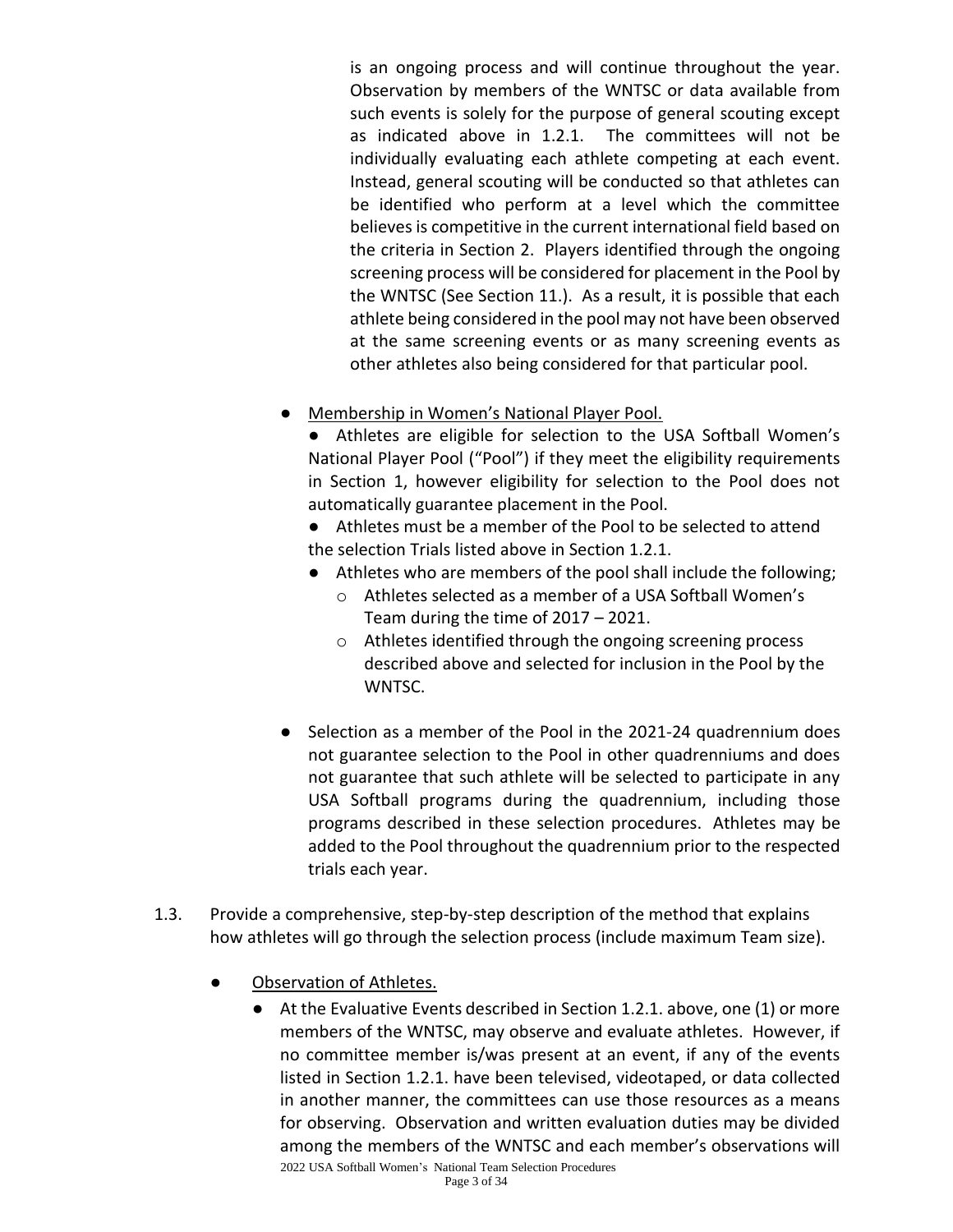is an ongoing process and will continue throughout the year. Observation by members of the WNTSC or data available from such events is solely for the purpose of general scouting except as indicated above in 1.2.1. The committees will not be individually evaluating each athlete competing at each event. Instead, general scouting will be conducted so that athletes can be identified who perform at a level which the committee believes is competitive in the current international field based on the criteria in Section 2. Players identified through the ongoing screening process will be considered for placement in the Pool by the WNTSC (See Section 11.). As a result, it is possible that each athlete being considered in the pool may not have been observed at the same screening events or as many screening events as other athletes also being considered for that particular pool.

- Membership in Women's National Player Pool.
  - Athletes are eligible for selection to the USA Softball Women's National Player Pool ("Pool") if they meet the eligibility requirements in Section 1, however eligibility for selection to the Pool does not automatically guarantee placement in the Pool.
  - Athletes must be a member of the Pool to be selected to attend the selection Trials listed above in Section 1.2.1.
  - Athletes who are members of the pool shall include the following;
    - Athletes selected as a member of a USA Softball Women's Team during the time of 2017 – 2021.
    - Athletes identified through the ongoing screening process described above and selected for inclusion in the Pool by the WNTSC.
- Selection as a member of the Pool in the 2021-24 quadrennium does not guarantee selection to the Pool in other quadrenniums and does not guarantee that such athlete will be selected to participate in any USA Softball programs during the quadrennium, including those programs described in these selection procedures. Athletes may be added to the Pool throughout the quadrennium prior to the respected trials each year.

1.3. Provide a comprehensive, step-by-step description of the method that explains how athletes will go through the selection process (include maximum Team size).

- Observation of Athletes.
  - At the Evaluative Events described in Section 1.2.1. above, one (1) or more members of the WNTSC, may observe and evaluate athletes. However, if no committee member is/was present at an event, if any of the events listed in Section 1.2.1. have been televised, videotaped, or data collected in another manner, the committees can use those resources as a means for observing. Observation and written evaluation duties may be divided among the members of the WNTSC and each member's observations will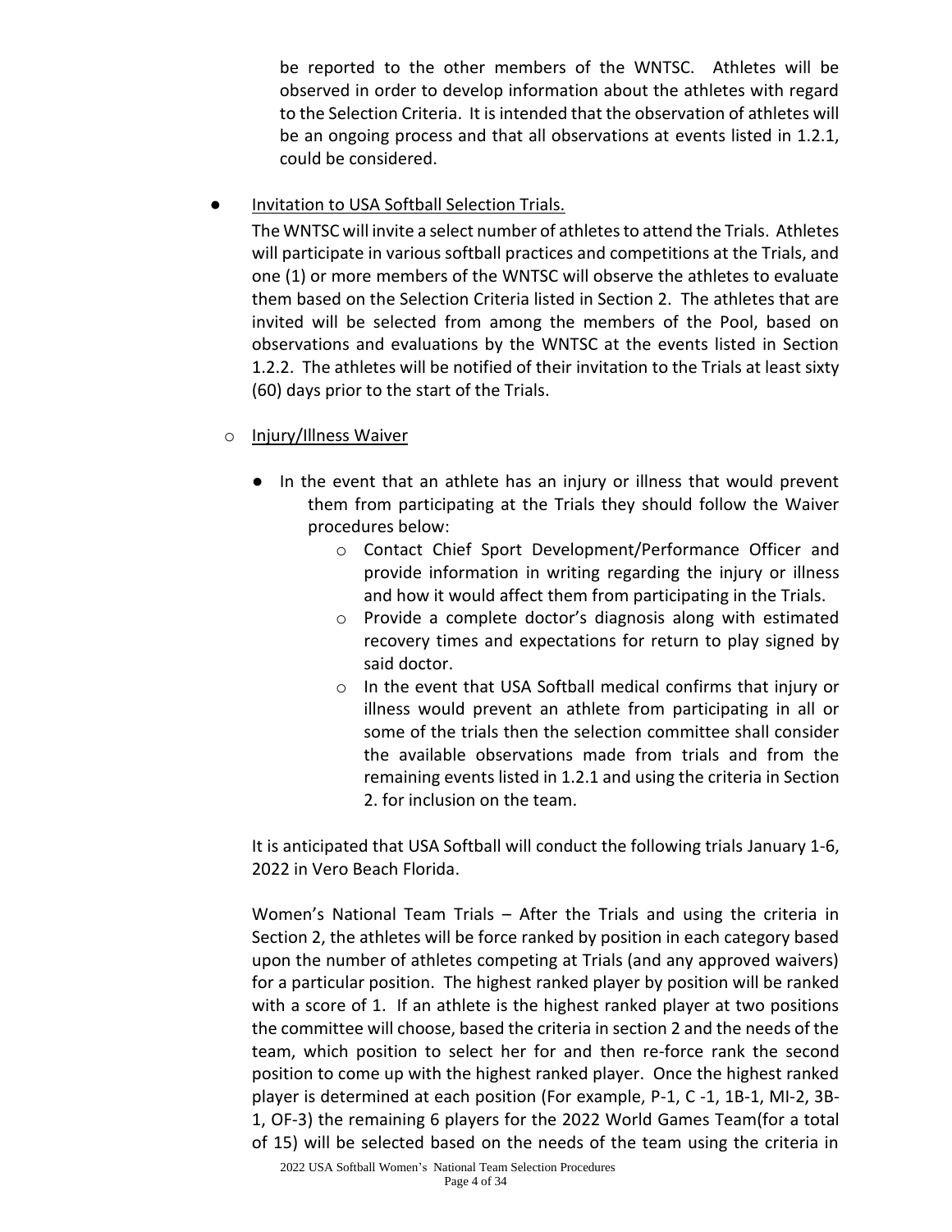be reported to the other members of the WNTSC. Athletes will be observed in order to develop information about the athletes with regard to the Selection Criteria. It is intended that the observation of athletes will be an ongoing process and that all observations at events listed in 1.2.1, could be considered.

- Invitation to USA Softball Selection Trials.

  The WNTSC will invite a select number of athletes to attend the Trials. Athletes will participate in various softball practices and competitions at the Trials, and one (1) or more members of the WNTSC will observe the athletes to evaluate them based on the Selection Criteria listed in Section 2. The athletes that are invited will be selected from among the members of the Pool, based on observations and evaluations by the WNTSC at the events listed in Section 1.2.2. The athletes will be notified of their invitation to the Trials at least sixty (60) days prior to the start of the Trials.

  - Injury/Illness Waiver

    - In the event that an athlete has an injury or illness that would prevent them from participating at the Trials they should follow the Waiver procedures below:
      - Contact Chief Sport Development/Performance Officer and provide information in writing regarding the injury or illness and how it would affect them from participating in the Trials.
      - Provide a complete doctor's diagnosis along with estimated recovery times and expectations for return to play signed by said doctor.
      - In the event that USA Softball medical confirms that injury or illness would prevent an athlete from participating in all or some of the trials then the selection committee shall consider the available observations made from trials and from the remaining events listed in 1.2.1 and using the criteria in Section 2. for inclusion on the team.

  It is anticipated that USA Softball will conduct the following trials January 1-6, 2022 in Vero Beach Florida.

  Women's National Team Trials – After the Trials and using the criteria in Section 2, the athletes will be force ranked by position in each category based upon the number of athletes competing at Trials (and any approved waivers) for a particular position. The highest ranked player by position will be ranked with a score of 1. If an athlete is the highest ranked player at two positions the committee will choose, based the criteria in section 2 and the needs of the team, which position to select her for and then re-force rank the second position to come up with the highest ranked player. Once the highest ranked player is determined at each position (For example, P-1, C -1, 1B-1, MI-2, 3B-1, OF-3) the remaining 6 players for the 2022 World Games Team(for a total of 15) will be selected based on the needs of the team using the criteria in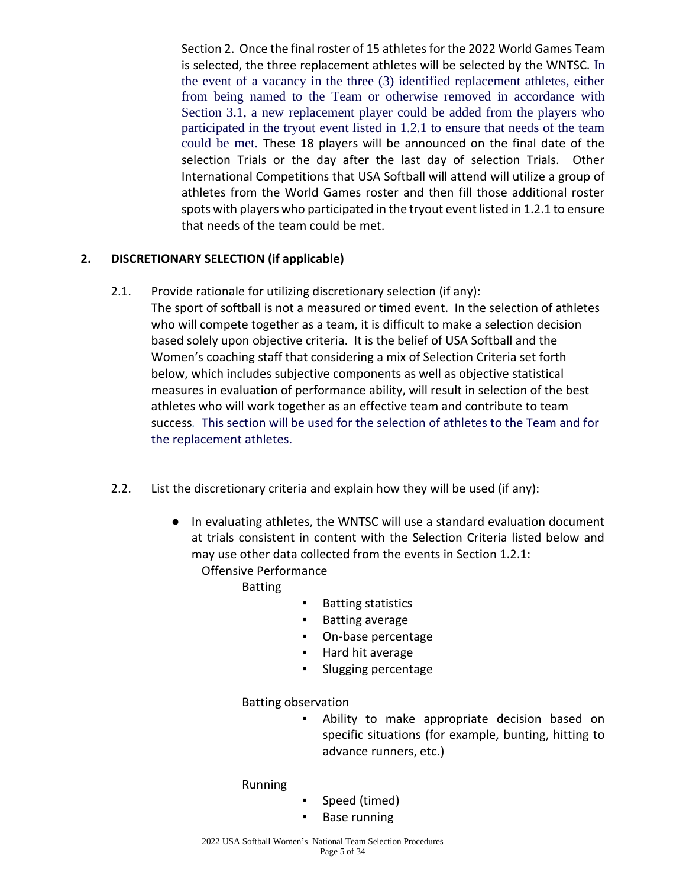Section 2. Once the final roster of 15 athletes for the 2022 World Games Team is selected, the three replacement athletes will be selected by the WNTSC. In the event of a vacancy in the three (3) identified replacement athletes, either from being named to the Team or otherwise removed in accordance with Section 3.1, a new replacement player could be added from the players who participated in the tryout event listed in 1.2.1 to ensure that needs of the team could be met. These 18 players will be announced on the final date of the selection Trials or the day after the last day of selection Trials. Other International Competitions that USA Softball will attend will utilize a group of athletes from the World Games roster and then fill those additional roster spots with players who participated in the tryout event listed in 1.2.1 to ensure that needs of the team could be met.

## 2. DISCRETIONARY SELECTION (if applicable)

2.1. Provide rationale for utilizing discretionary selection (if any):

The sport of softball is not a measured or timed event. In the selection of athletes who will compete together as a team, it is difficult to make a selection decision based solely upon objective criteria. It is the belief of USA Softball and the Women's coaching staff that considering a mix of Selection Criteria set forth below, which includes subjective components as well as objective statistical measures in evaluation of performance ability, will result in selection of the best athletes who will work together as an effective team and contribute to team success. This section will be used for the selection of athletes to the Team and for the replacement athletes.

2.2. List the discretionary criteria and explain how they will be used (if any):

- In evaluating athletes, the WNTSC will use a standard evaluation document at trials consistent in content with the Selection Criteria listed below and may use other data collected from the events in Section 1.2.1:

  Offensive Performance

  Batting
  - Batting statistics
  - Batting average
  - On-base percentage
  - Hard hit average
  - Slugging percentage

  Batting observation
  - Ability to make appropriate decision based on specific situations (for example, bunting, hitting to advance runners, etc.)

  Running
  - Speed (timed)
  - Base running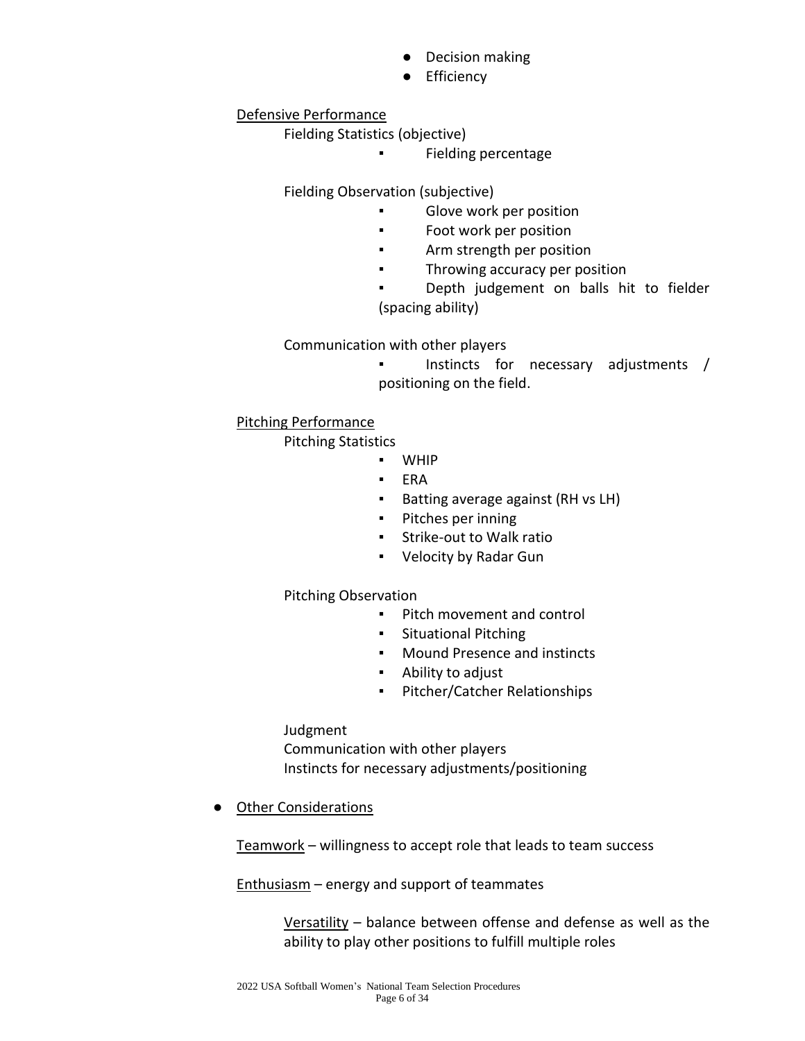- Decision making
- Efficiency

Defensive Performance

Fielding Statistics (objective)

- Fielding percentage

Fielding Observation (subjective)

- Glove work per position
- Foot work per position
- Arm strength per position
- Throwing accuracy per position
- Depth judgement on balls hit to fielder (spacing ability)

Communication with other players

- Instincts for necessary adjustments / positioning on the field.

Pitching Performance

Pitching Statistics

- WHIP
- ERA
- Batting average against (RH vs LH)
- Pitches per inning
- Strike-out to Walk ratio
- Velocity by Radar Gun

Pitching Observation

- Pitch movement and control
- Situational Pitching
- Mound Presence and instincts
- Ability to adjust
- Pitcher/Catcher Relationships

Judgment
Communication with other players
Instincts for necessary adjustments/positioning

- Other Considerations

Teamwork – willingness to accept role that leads to team success

Enthusiasm – energy and support of teammates

Versatility – balance between offense and defense as well as the ability to play other positions to fulfill multiple roles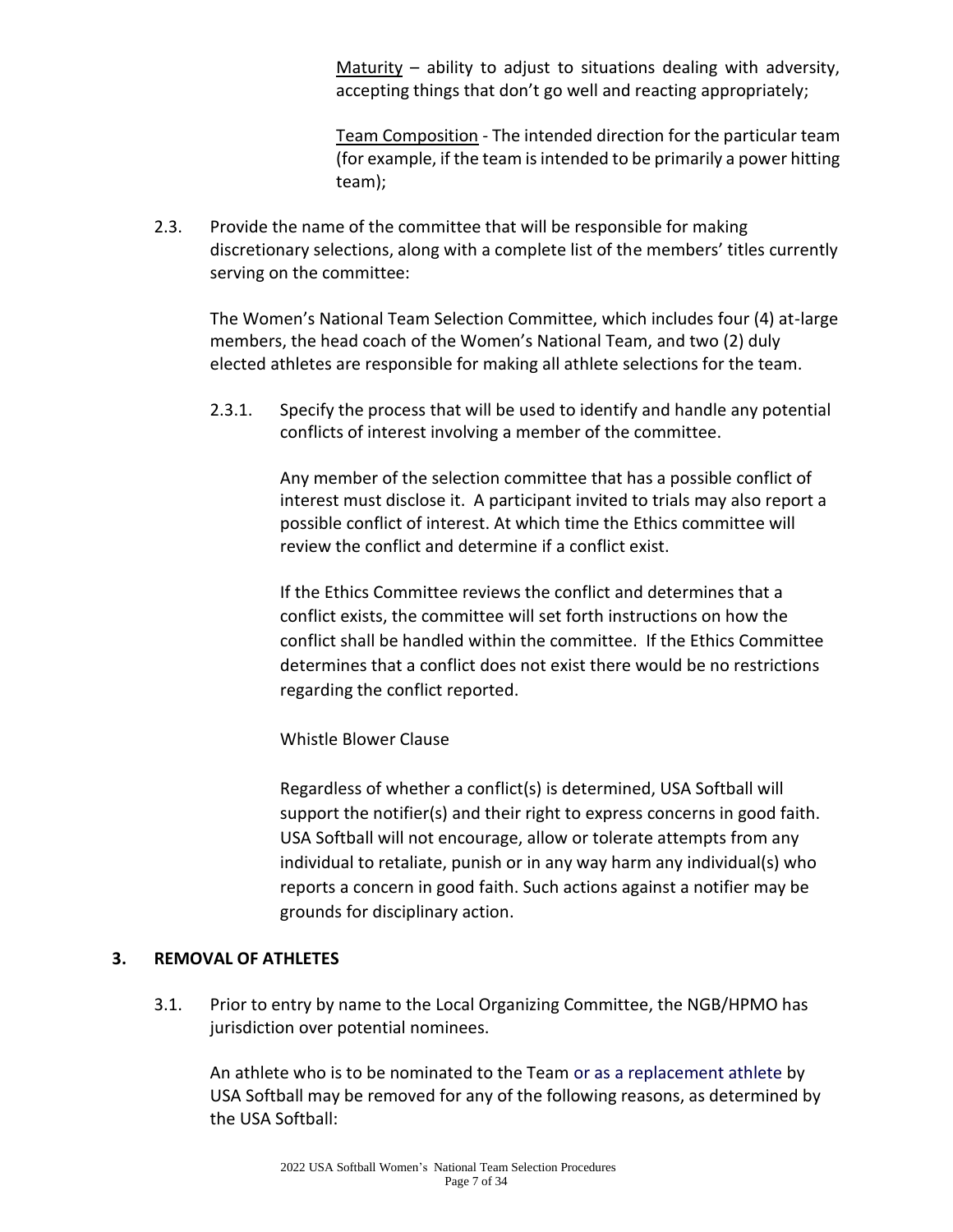<u>Maturity</u> – ability to adjust to situations dealing with adversity, accepting things that don't go well and reacting appropriately;

<u>Team Composition</u> - The intended direction for the particular team (for example, if the team is intended to be primarily a power hitting team);

2.3. Provide the name of the committee that will be responsible for making discretionary selections, along with a complete list of the members' titles currently serving on the committee:

The Women's National Team Selection Committee, which includes four (4) at-large members, the head coach of the Women's National Team, and two (2) duly elected athletes are responsible for making all athlete selections for the team.

2.3.1. Specify the process that will be used to identify and handle any potential conflicts of interest involving a member of the committee.

Any member of the selection committee that has a possible conflict of interest must disclose it. A participant invited to trials may also report a possible conflict of interest. At which time the Ethics committee will review the conflict and determine if a conflict exist.

If the Ethics Committee reviews the conflict and determines that a conflict exists, the committee will set forth instructions on how the conflict shall be handled within the committee. If the Ethics Committee determines that a conflict does not exist there would be no restrictions regarding the conflict reported.

Whistle Blower Clause

Regardless of whether a conflict(s) is determined, USA Softball will support the notifier(s) and their right to express concerns in good faith. USA Softball will not encourage, allow or tolerate attempts from any individual to retaliate, punish or in any way harm any individual(s) who reports a concern in good faith. Such actions against a notifier may be grounds for disciplinary action.

## 3. REMOVAL OF ATHLETES

3.1. Prior to entry by name to the Local Organizing Committee, the NGB/HPMO has jurisdiction over potential nominees.

An athlete who is to be nominated to the Team or as a replacement athlete by USA Softball may be removed for any of the following reasons, as determined by the USA Softball: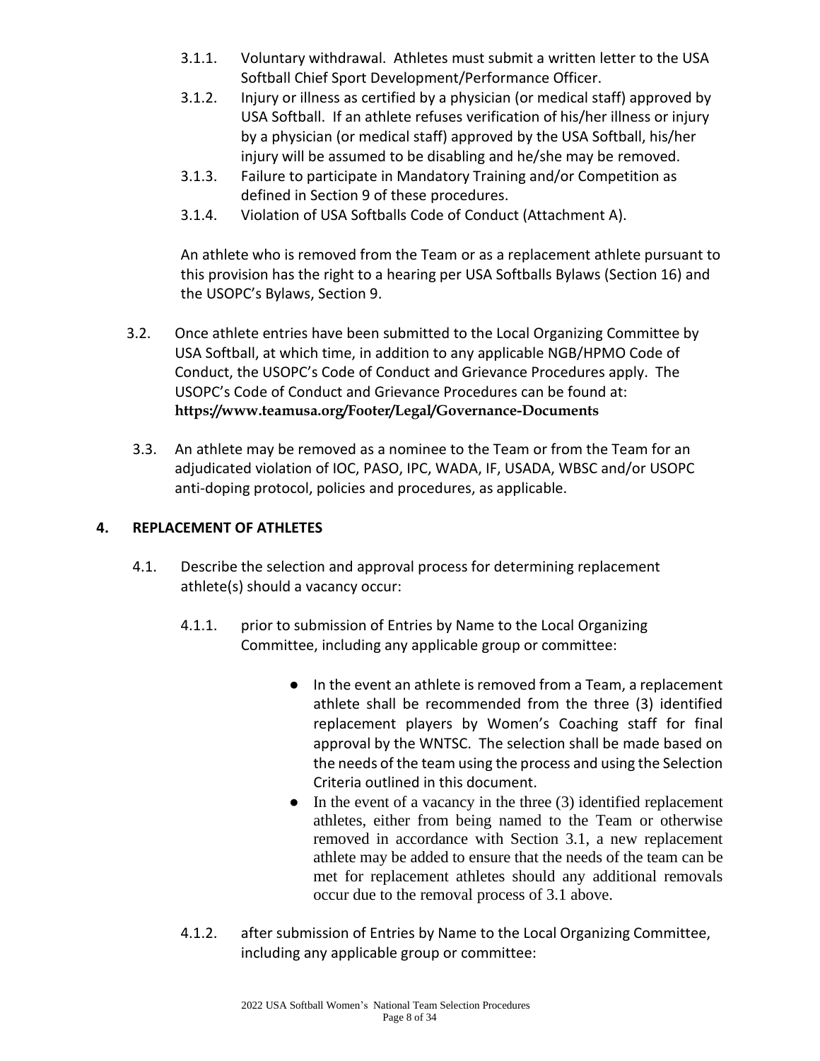3.1.1. Voluntary withdrawal. Athletes must submit a written letter to the USA Softball Chief Sport Development/Performance Officer.

3.1.2. Injury or illness as certified by a physician (or medical staff) approved by USA Softball. If an athlete refuses verification of his/her illness or injury by a physician (or medical staff) approved by the USA Softball, his/her injury will be assumed to be disabling and he/she may be removed.

3.1.3. Failure to participate in Mandatory Training and/or Competition as defined in Section 9 of these procedures.

3.1.4. Violation of USA Softballs Code of Conduct (Attachment A).

An athlete who is removed from the Team or as a replacement athlete pursuant to this provision has the right to a hearing per USA Softballs Bylaws (Section 16) and the USOPC's Bylaws, Section 9.

3.2. Once athlete entries have been submitted to the Local Organizing Committee by USA Softball, at which time, in addition to any applicable NGB/HPMO Code of Conduct, the USOPC's Code of Conduct and Grievance Procedures apply. The USOPC's Code of Conduct and Grievance Procedures can be found at: **https://www.teamusa.org/Footer/Legal/Governance-Documents**

3.3. An athlete may be removed as a nominee to the Team or from the Team for an adjudicated violation of IOC, PASO, IPC, WADA, IF, USADA, WBSC and/or USOPC anti-doping protocol, policies and procedures, as applicable.

## 4. REPLACEMENT OF ATHLETES

4.1. Describe the selection and approval process for determining replacement athlete(s) should a vacancy occur:

4.1.1. prior to submission of Entries by Name to the Local Organizing Committee, including any applicable group or committee:

- In the event an athlete is removed from a Team, a replacement athlete shall be recommended from the three (3) identified replacement players by Women's Coaching staff for final approval by the WNTSC. The selection shall be made based on the needs of the team using the process and using the Selection Criteria outlined in this document.
- In the event of a vacancy in the three (3) identified replacement athletes, either from being named to the Team or otherwise removed in accordance with Section 3.1, a new replacement athlete may be added to ensure that the needs of the team can be met for replacement athletes should any additional removals occur due to the removal process of 3.1 above.

4.1.2. after submission of Entries by Name to the Local Organizing Committee, including any applicable group or committee: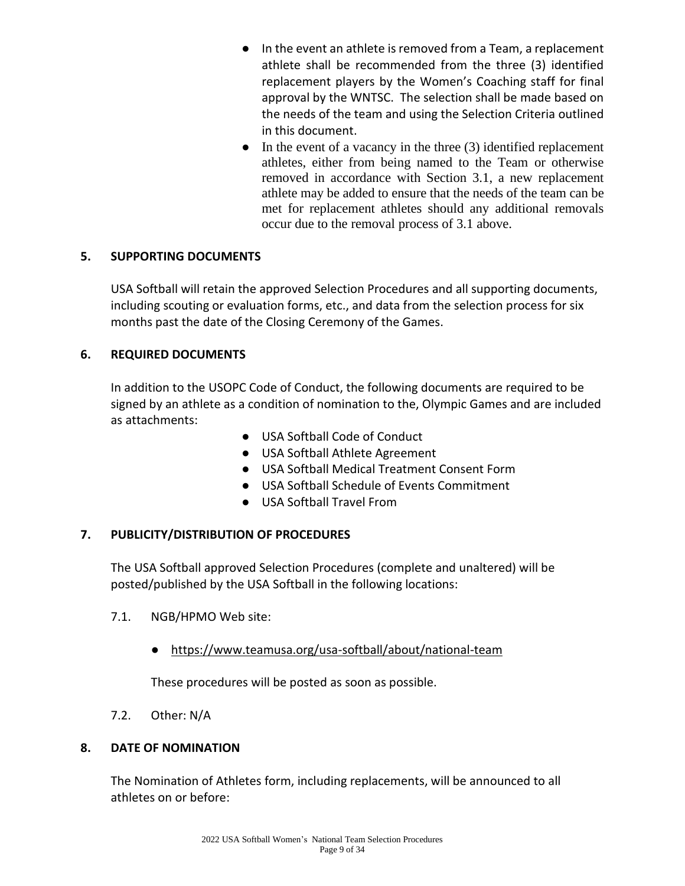- In the event an athlete is removed from a Team, a replacement athlete shall be recommended from the three (3) identified replacement players by the Women's Coaching staff for final approval by the WNTSC. The selection shall be made based on the needs of the team and using the Selection Criteria outlined in this document.
- In the event of a vacancy in the three (3) identified replacement athletes, either from being named to the Team or otherwise removed in accordance with Section 3.1, a new replacement athlete may be added to ensure that the needs of the team can be met for replacement athletes should any additional removals occur due to the removal process of 3.1 above.

## 5. SUPPORTING DOCUMENTS

USA Softball will retain the approved Selection Procedures and all supporting documents, including scouting or evaluation forms, etc., and data from the selection process for six months past the date of the Closing Ceremony of the Games.

## 6. REQUIRED DOCUMENTS

In addition to the USOPC Code of Conduct, the following documents are required to be signed by an athlete as a condition of nomination to the, Olympic Games and are included as attachments:

- USA Softball Code of Conduct
- USA Softball Athlete Agreement
- USA Softball Medical Treatment Consent Form
- USA Softball Schedule of Events Commitment
- USA Softball Travel From

## 7. PUBLICITY/DISTRIBUTION OF PROCEDURES

The USA Softball approved Selection Procedures (complete and unaltered) will be posted/published by the USA Softball in the following locations:

7.1. NGB/HPMO Web site:

- https://www.teamusa.org/usa-softball/about/national-team

These procedures will be posted as soon as possible.

7.2. Other: N/A

## 8. DATE OF NOMINATION

The Nomination of Athletes form, including replacements, will be announced to all athletes on or before: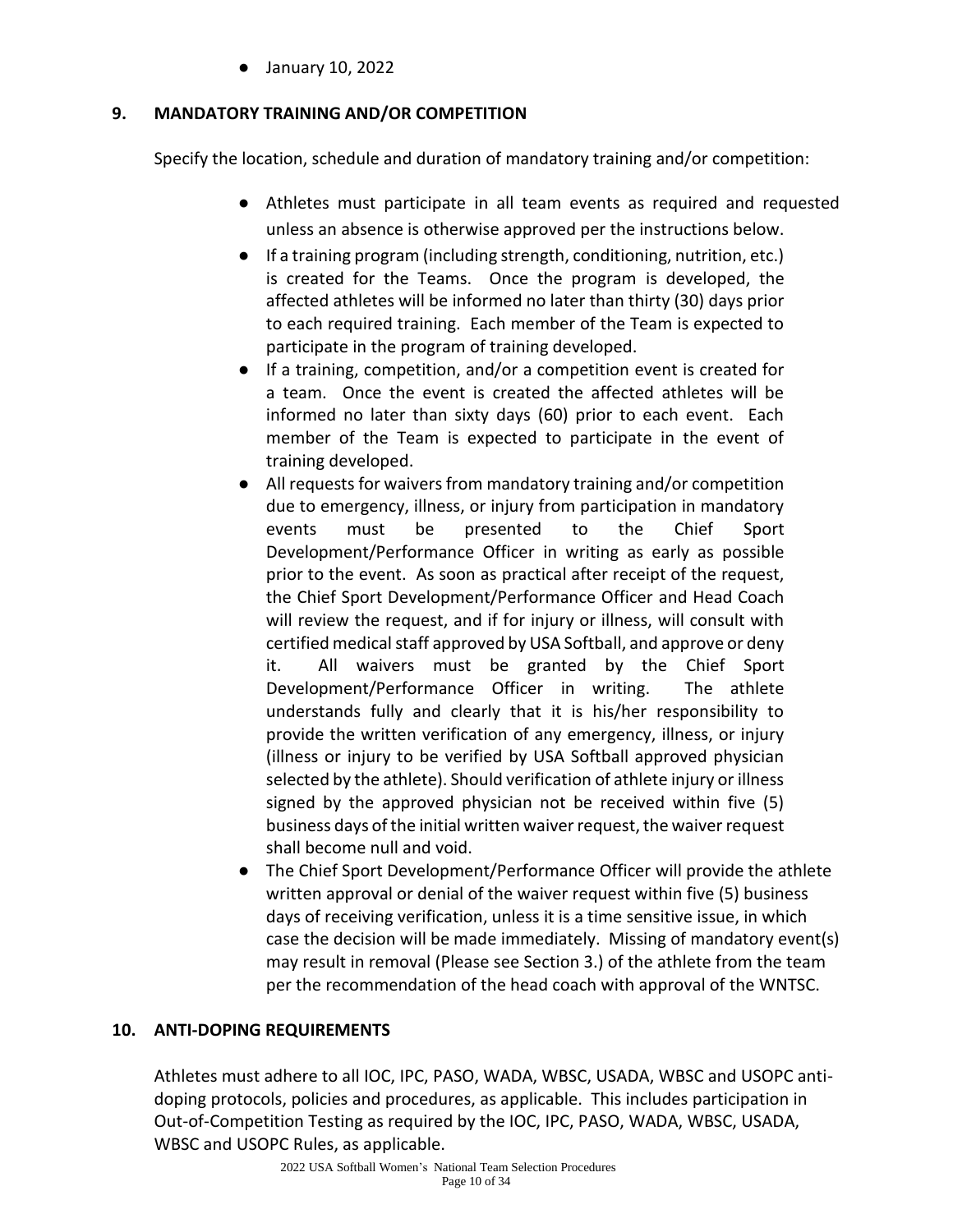- January 10, 2022

## 9. MANDATORY TRAINING AND/OR COMPETITION

Specify the location, schedule and duration of mandatory training and/or competition:

- Athletes must participate in all team events as required and requested unless an absence is otherwise approved per the instructions below.
- If a training program (including strength, conditioning, nutrition, etc.) is created for the Teams. Once the program is developed, the affected athletes will be informed no later than thirty (30) days prior to each required training. Each member of the Team is expected to participate in the program of training developed.
- If a training, competition, and/or a competition event is created for a team. Once the event is created the affected athletes will be informed no later than sixty days (60) prior to each event. Each member of the Team is expected to participate in the event of training developed.
- All requests for waivers from mandatory training and/or competition due to emergency, illness, or injury from participation in mandatory events must be presented to the Chief Sport Development/Performance Officer in writing as early as possible prior to the event. As soon as practical after receipt of the request, the Chief Sport Development/Performance Officer and Head Coach will review the request, and if for injury or illness, will consult with certified medical staff approved by USA Softball, and approve or deny it. All waivers must be granted by the Chief Sport Development/Performance Officer in writing. The athlete understands fully and clearly that it is his/her responsibility to provide the written verification of any emergency, illness, or injury (illness or injury to be verified by USA Softball approved physician selected by the athlete). Should verification of athlete injury or illness signed by the approved physician not be received within five (5) business days of the initial written waiver request, the waiver request shall become null and void.
- The Chief Sport Development/Performance Officer will provide the athlete written approval or denial of the waiver request within five (5) business days of receiving verification, unless it is a time sensitive issue, in which case the decision will be made immediately. Missing of mandatory event(s) may result in removal (Please see Section 3.) of the athlete from the team per the recommendation of the head coach with approval of the WNTSC.

## 10. ANTI-DOPING REQUIREMENTS

Athletes must adhere to all IOC, IPC, PASO, WADA, WBSC, USADA, WBSC and USOPC anti-doping protocols, policies and procedures, as applicable. This includes participation in Out-of-Competition Testing as required by the IOC, IPC, PASO, WADA, WBSC, USADA, WBSC and USOPC Rules, as applicable.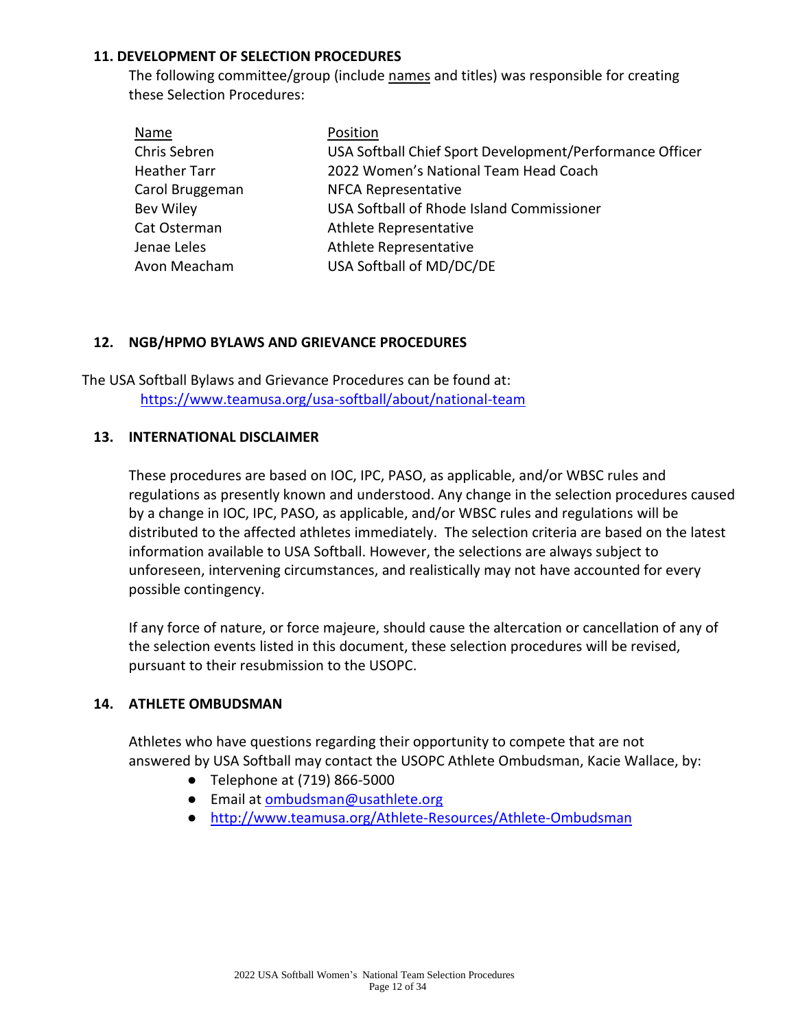### 11. DEVELOPMENT OF SELECTION PROCEDURES

The following committee/group (include names and titles) was responsible for creating these Selection Procedures:

| Name | Position |
|---|---|
| Chris Sebren | USA Softball Chief Sport Development/Performance Officer |
| Heather Tarr | 2022 Women's National Team Head Coach |
| Carol Bruggeman | NFCA Representative |
| Bev Wiley | USA Softball of Rhode Island Commissioner |
| Cat Osterman | Athlete Representative |
| Jenae Leles | Athlete Representative |
| Avon Meacham | USA Softball of MD/DC/DE |

### 12. NGB/HPMO BYLAWS AND GRIEVANCE PROCEDURES

The USA Softball Bylaws and Grievance Procedures can be found at:
https://www.teamusa.org/usa-softball/about/national-team

### 13. INTERNATIONAL DISCLAIMER

These procedures are based on IOC, IPC, PASO, as applicable, and/or WBSC rules and regulations as presently known and understood. Any change in the selection procedures caused by a change in IOC, IPC, PASO, as applicable, and/or WBSC rules and regulations will be distributed to the affected athletes immediately. The selection criteria are based on the latest information available to USA Softball. However, the selections are always subject to unforeseen, intervening circumstances, and realistically may not have accounted for every possible contingency.

If any force of nature, or force majeure, should cause the altercation or cancellation of any of the selection events listed in this document, these selection procedures will be revised, pursuant to their resubmission to the USOPC.

### 14. ATHLETE OMBUDSMAN

Athletes who have questions regarding their opportunity to compete that are not answered by USA Softball may contact the USOPC Athlete Ombudsman, Kacie Wallace, by:

- Telephone at (719) 866-5000
- Email at ombudsman@usathlete.org
- http://www.teamusa.org/Athlete-Resources/Athlete-Ombudsman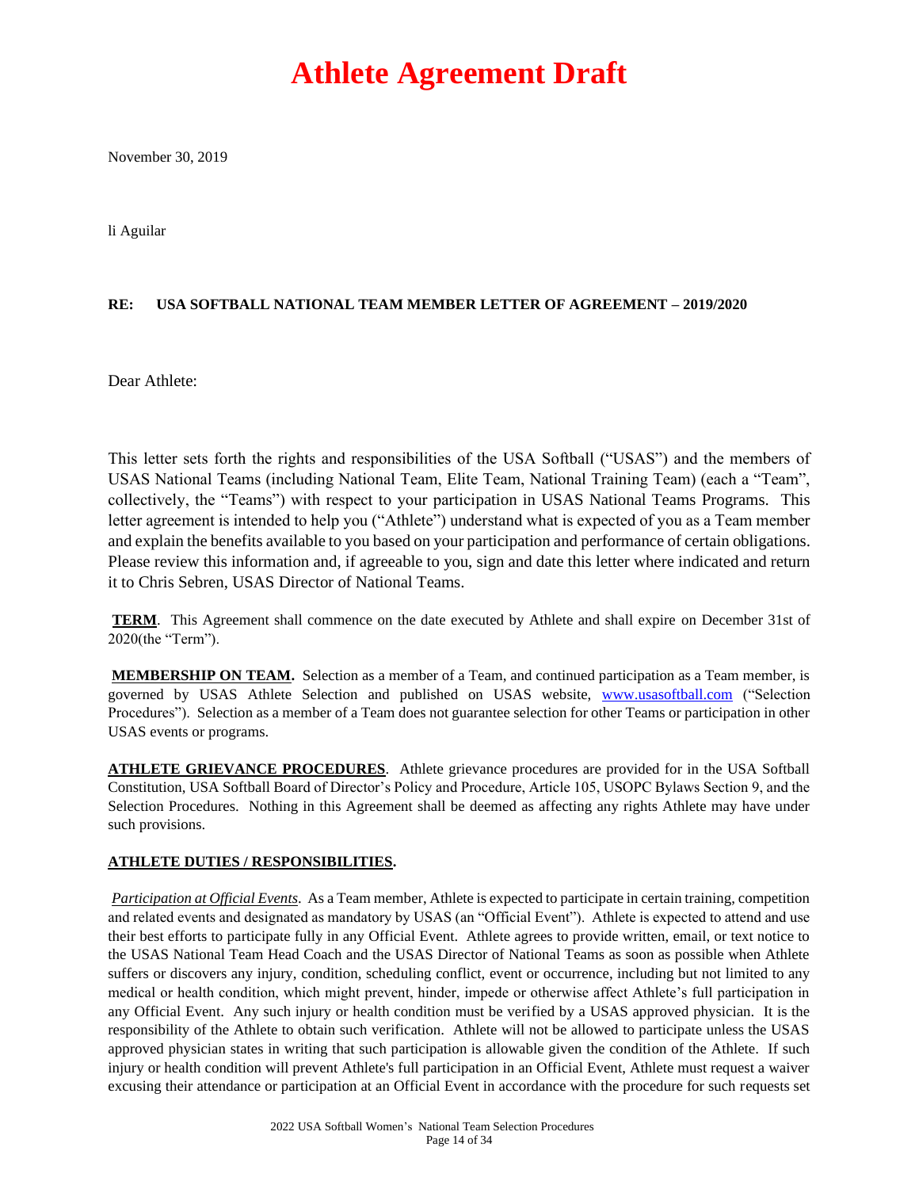# Athlete Agreement Draft

November 30, 2019

li Aguilar

**RE: USA SOFTBALL NATIONAL TEAM MEMBER LETTER OF AGREEMENT – 2019/2020**

Dear Athlete:

This letter sets forth the rights and responsibilities of the USA Softball ("USAS") and the members of USAS National Teams (including National Team, Elite Team, National Training Team) (each a "Team", collectively, the "Teams") with respect to your participation in USAS National Teams Programs. This letter agreement is intended to help you ("Athlete") understand what is expected of you as a Team member and explain the benefits available to you based on your participation and performance of certain obligations. Please review this information and, if agreeable to you, sign and date this letter where indicated and return it to Chris Sebren, USAS Director of National Teams.

**TERM**. This Agreement shall commence on the date executed by Athlete and shall expire on December 31st of 2020(the "Term").

**MEMBERSHIP ON TEAM.** Selection as a member of a Team, and continued participation as a Team member, is governed by USAS Athlete Selection and published on USAS website, www.usasoftball.com ("Selection Procedures"). Selection as a member of a Team does not guarantee selection for other Teams or participation in other USAS events or programs.

**ATHLETE GRIEVANCE PROCEDURES**. Athlete grievance procedures are provided for in the USA Softball Constitution, USA Softball Board of Director's Policy and Procedure, Article 105, USOPC Bylaws Section 9, and the Selection Procedures. Nothing in this Agreement shall be deemed as affecting any rights Athlete may have under such provisions.

**ATHLETE DUTIES / RESPONSIBILITIES.**

*Participation at Official Events*. As a Team member, Athlete is expected to participate in certain training, competition and related events and designated as mandatory by USAS (an "Official Event"). Athlete is expected to attend and use their best efforts to participate fully in any Official Event. Athlete agrees to provide written, email, or text notice to the USAS National Team Head Coach and the USAS Director of National Teams as soon as possible when Athlete suffers or discovers any injury, condition, scheduling conflict, event or occurrence, including but not limited to any medical or health condition, which might prevent, hinder, impede or otherwise affect Athlete's full participation in any Official Event. Any such injury or health condition must be verified by a USAS approved physician. It is the responsibility of the Athlete to obtain such verification. Athlete will not be allowed to participate unless the USAS approved physician states in writing that such participation is allowable given the condition of the Athlete. If such injury or health condition will prevent Athlete's full participation in an Official Event, Athlete must request a waiver excusing their attendance or participation at an Official Event in accordance with the procedure for such requests set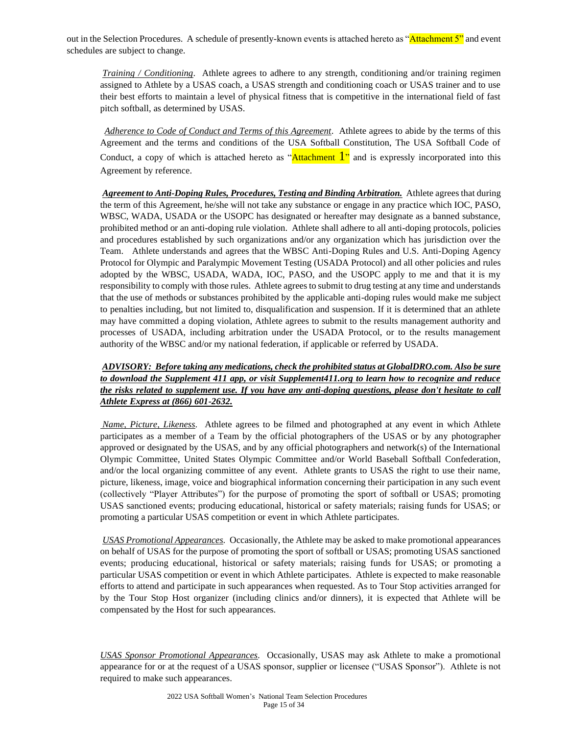out in the Selection Procedures. A schedule of presently-known events is attached hereto as "Attachment 5" and event schedules are subject to change.

_Training / Conditioning_. Athlete agrees to adhere to any strength, conditioning and/or training regimen assigned to Athlete by a USAS coach, a USAS strength and conditioning coach or USAS trainer and to use their best efforts to maintain a level of physical fitness that is competitive in the international field of fast pitch softball, as determined by USAS.

_Adherence to Code of Conduct and Terms of this Agreement_. Athlete agrees to abide by the terms of this Agreement and the terms and conditions of the USA Softball Constitution, The USA Softball Code of Conduct, a copy of which is attached hereto as "Attachment 1" and is expressly incorporated into this Agreement by reference.

***Agreement to Anti-Doping Rules, Procedures, Testing and Binding Arbitration.*** Athlete agrees that during the term of this Agreement, he/she will not take any substance or engage in any practice which IOC, PASO, WBSC, WADA, USADA or the USOPC has designated or hereafter may designate as a banned substance, prohibited method or an anti-doping rule violation. Athlete shall adhere to all anti-doping protocols, policies and procedures established by such organizations and/or any organization which has jurisdiction over the Team. Athlete understands and agrees that the WBSC Anti-Doping Rules and U.S. Anti-Doping Agency Protocol for Olympic and Paralympic Movement Testing (USADA Protocol) and all other policies and rules adopted by the WBSC, USADA, WADA, IOC, PASO, and the USOPC apply to me and that it is my responsibility to comply with those rules. Athlete agrees to submit to drug testing at any time and understands that the use of methods or substances prohibited by the applicable anti-doping rules would make me subject to penalties including, but not limited to, disqualification and suspension. If it is determined that an athlete may have committed a doping violation, Athlete agrees to submit to the results management authority and processes of USADA, including arbitration under the USADA Protocol, or to the results management authority of the WBSC and/or my national federation, if applicable or referred by USADA.

***ADVISORY: Before taking any medications, check the prohibited status at GlobalDRO.com. Also be sure to download the Supplement 411 app, or visit Supplement411.org to learn how to recognize and reduce the risks related to supplement use. If you have any anti-doping questions, please don't hesitate to call Athlete Express at (866) 601-2632.***

_Name, Picture, Likeness_. Athlete agrees to be filmed and photographed at any event in which Athlete participates as a member of a Team by the official photographers of the USAS or by any photographer approved or designated by the USAS, and by any official photographers and network(s) of the International Olympic Committee, United States Olympic Committee and/or World Baseball Softball Confederation, and/or the local organizing committee of any event. Athlete grants to USAS the right to use their name, picture, likeness, image, voice and biographical information concerning their participation in any such event (collectively "Player Attributes") for the purpose of promoting the sport of softball or USAS; promoting USAS sanctioned events; producing educational, historical or safety materials; raising funds for USAS; or promoting a particular USAS competition or event in which Athlete participates.

_USAS Promotional Appearances_. Occasionally, the Athlete may be asked to make promotional appearances on behalf of USAS for the purpose of promoting the sport of softball or USAS; promoting USAS sanctioned events; producing educational, historical or safety materials; raising funds for USAS; or promoting a particular USAS competition or event in which Athlete participates. Athlete is expected to make reasonable efforts to attend and participate in such appearances when requested. As to Tour Stop activities arranged for by the Tour Stop Host organizer (including clinics and/or dinners), it is expected that Athlete will be compensated by the Host for such appearances.

_USAS Sponsor Promotional Appearances_. Occasionally, USAS may ask Athlete to make a promotional appearance for or at the request of a USAS sponsor, supplier or licensee ("USAS Sponsor"). Athlete is not required to make such appearances.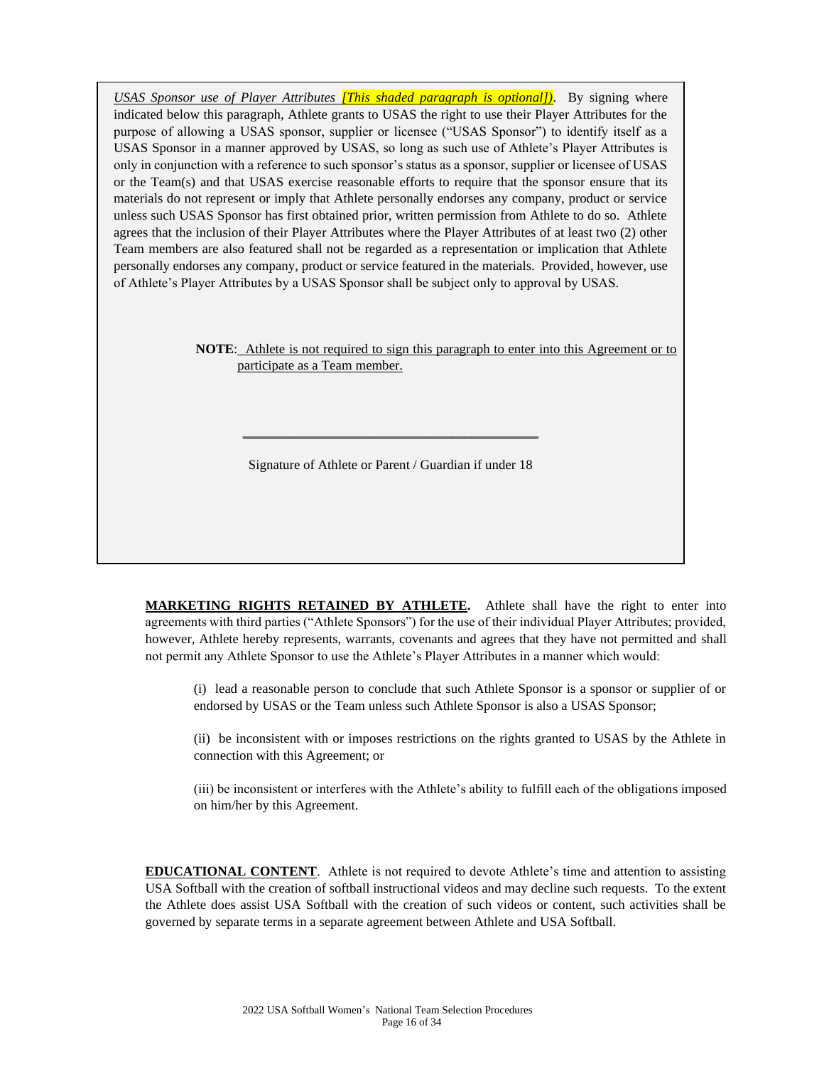*USAS Sponsor use of Player Attributes [This shaded paragraph is optional])*. By signing where indicated below this paragraph, Athlete grants to USAS the right to use their Player Attributes for the purpose of allowing a USAS sponsor, supplier or licensee ("USAS Sponsor") to identify itself as a USAS Sponsor in a manner approved by USAS, so long as such use of Athlete's Player Attributes is only in conjunction with a reference to such sponsor's status as a sponsor, supplier or licensee of USAS or the Team(s) and that USAS exercise reasonable efforts to require that the sponsor ensure that its materials do not represent or imply that Athlete personally endorses any company, product or service unless such USAS Sponsor has first obtained prior, written permission from Athlete to do so. Athlete agrees that the inclusion of their Player Attributes where the Player Attributes of at least two (2) other Team members are also featured shall not be regarded as a representation or implication that Athlete personally endorses any company, product or service featured in the materials. Provided, however, use of Athlete's Player Attributes by a USAS Sponsor shall be subject only to approval by USAS.

**NOTE**: Athlete is not required to sign this paragraph to enter into this Agreement or to participate as a Team member.

\_\_\_\_\_\_\_\_\_\_\_\_\_\_\_\_\_\_\_\_\_\_\_\_\_\_\_\_\_\_\_\_\_\_\_\_\_\_\_\_\_

Signature of Athlete or Parent / Guardian if under 18

**MARKETING RIGHTS RETAINED BY ATHLETE.** Athlete shall have the right to enter into agreements with third parties ("Athlete Sponsors") for the use of their individual Player Attributes; provided, however, Athlete hereby represents, warrants, covenants and agrees that they have not permitted and shall not permit any Athlete Sponsor to use the Athlete's Player Attributes in a manner which would:

(i) lead a reasonable person to conclude that such Athlete Sponsor is a sponsor or supplier of or endorsed by USAS or the Team unless such Athlete Sponsor is also a USAS Sponsor;

(ii) be inconsistent with or imposes restrictions on the rights granted to USAS by the Athlete in connection with this Agreement; or

(iii) be inconsistent or interferes with the Athlete's ability to fulfill each of the obligations imposed on him/her by this Agreement.

**EDUCATIONAL CONTENT**. Athlete is not required to devote Athlete's time and attention to assisting USA Softball with the creation of softball instructional videos and may decline such requests. To the extent the Athlete does assist USA Softball with the creation of such videos or content, such activities shall be governed by separate terms in a separate agreement between Athlete and USA Softball.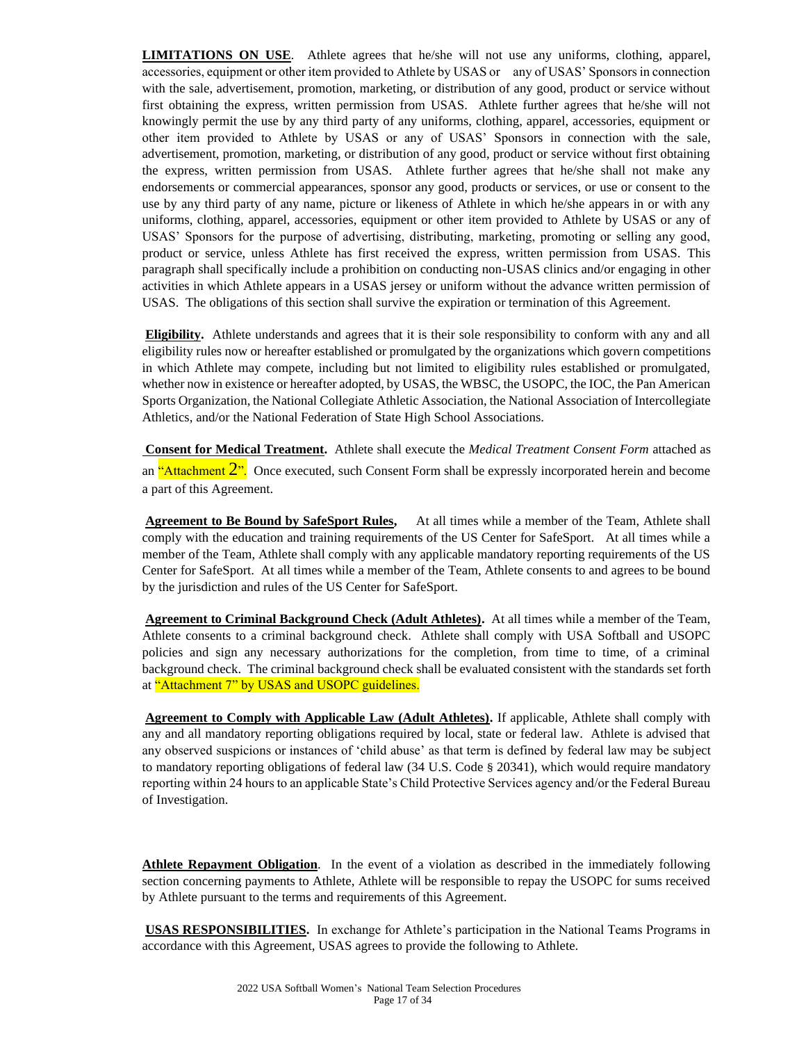**LIMITATIONS ON USE**. Athlete agrees that he/she will not use any uniforms, clothing, apparel, accessories, equipment or other item provided to Athlete by USAS or any of USAS' Sponsors in connection with the sale, advertisement, promotion, marketing, or distribution of any good, product or service without first obtaining the express, written permission from USAS. Athlete further agrees that he/she will not knowingly permit the use by any third party of any uniforms, clothing, apparel, accessories, equipment or other item provided to Athlete by USAS or any of USAS' Sponsors in connection with the sale, advertisement, promotion, marketing, or distribution of any good, product or service without first obtaining the express, written permission from USAS. Athlete further agrees that he/she shall not make any endorsements or commercial appearances, sponsor any good, products or services, or use or consent to the use by any third party of any name, picture or likeness of Athlete in which he/she appears in or with any uniforms, clothing, apparel, accessories, equipment or other item provided to Athlete by USAS or any of USAS' Sponsors for the purpose of advertising, distributing, marketing, promoting or selling any good, product or service, unless Athlete has first received the express, written permission from USAS. This paragraph shall specifically include a prohibition on conducting non-USAS clinics and/or engaging in other activities in which Athlete appears in a USAS jersey or uniform without the advance written permission of USAS. The obligations of this section shall survive the expiration or termination of this Agreement.

**Eligibility.** Athlete understands and agrees that it is their sole responsibility to conform with any and all eligibility rules now or hereafter established or promulgated by the organizations which govern competitions in which Athlete may compete, including but not limited to eligibility rules established or promulgated, whether now in existence or hereafter adopted, by USAS, the WBSC, the USOPC, the IOC, the Pan American Sports Organization, the National Collegiate Athletic Association, the National Association of Intercollegiate Athletics, and/or the National Federation of State High School Associations.

**Consent for Medical Treatment.** Athlete shall execute the *Medical Treatment Consent Form* attached as an "Attachment 2". Once executed, such Consent Form shall be expressly incorporated herein and become a part of this Agreement.

**Agreement to Be Bound by SafeSport Rules,** At all times while a member of the Team, Athlete shall comply with the education and training requirements of the US Center for SafeSport. At all times while a member of the Team, Athlete shall comply with any applicable mandatory reporting requirements of the US Center for SafeSport. At all times while a member of the Team, Athlete consents to and agrees to be bound by the jurisdiction and rules of the US Center for SafeSport.

**Agreement to Criminal Background Check (Adult Athletes).** At all times while a member of the Team, Athlete consents to a criminal background check. Athlete shall comply with USA Softball and USOPC policies and sign any necessary authorizations for the completion, from time to time, of a criminal background check. The criminal background check shall be evaluated consistent with the standards set forth at "Attachment 7" by USAS and USOPC guidelines.

**Agreement to Comply with Applicable Law (Adult Athletes).** If applicable, Athlete shall comply with any and all mandatory reporting obligations required by local, state or federal law. Athlete is advised that any observed suspicions or instances of 'child abuse' as that term is defined by federal law may be subject to mandatory reporting obligations of federal law (34 U.S. Code § 20341), which would require mandatory reporting within 24 hours to an applicable State's Child Protective Services agency and/or the Federal Bureau of Investigation.

**Athlete Repayment Obligation**. In the event of a violation as described in the immediately following section concerning payments to Athlete, Athlete will be responsible to repay the USOPC for sums received by Athlete pursuant to the terms and requirements of this Agreement.

**USAS RESPONSIBILITIES.** In exchange for Athlete's participation in the National Teams Programs in accordance with this Agreement, USAS agrees to provide the following to Athlete.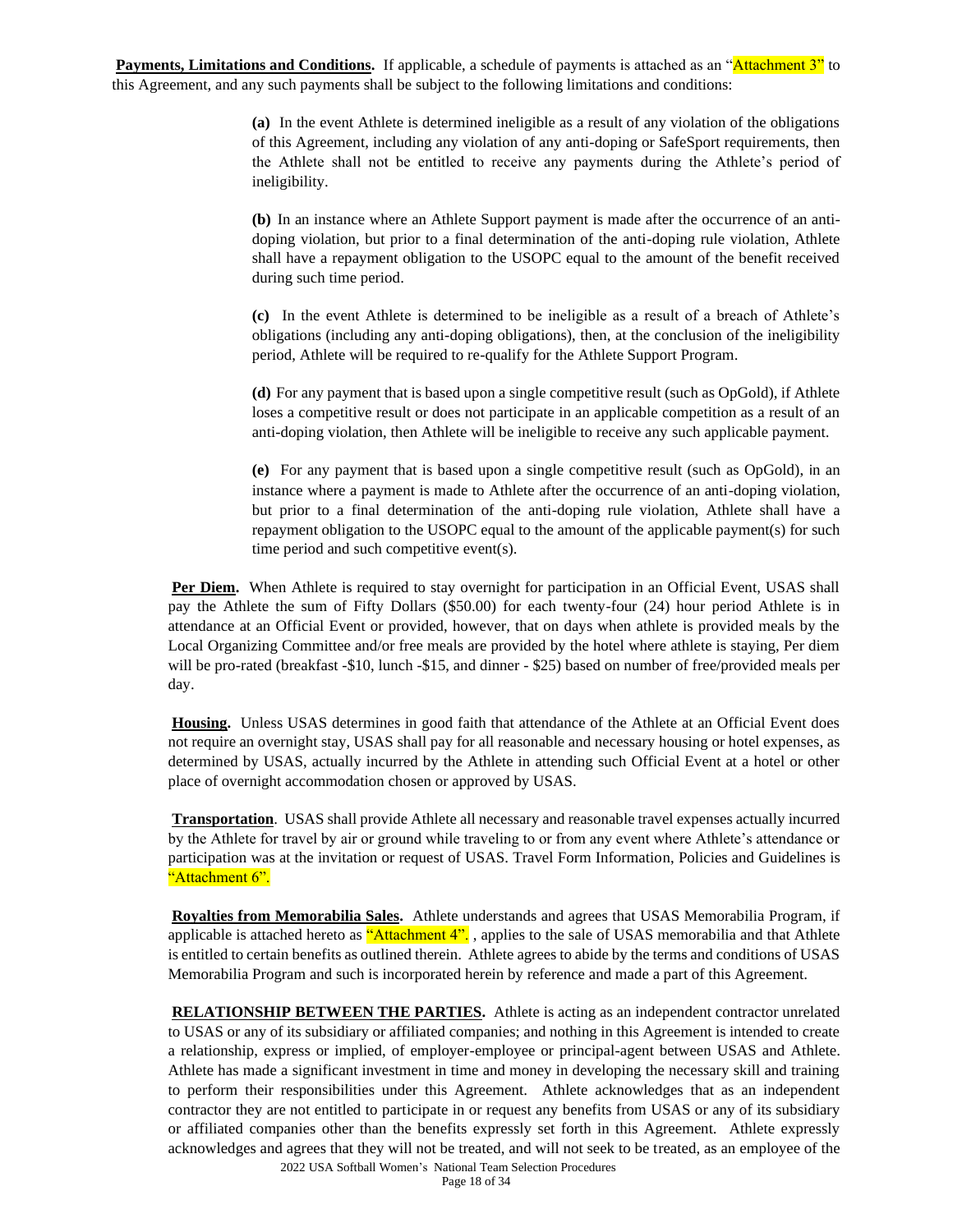**Payments, Limitations and Conditions.** If applicable, a schedule of payments is attached as an "Attachment 3" to this Agreement, and any such payments shall be subject to the following limitations and conditions:

**(a)** In the event Athlete is determined ineligible as a result of any violation of the obligations of this Agreement, including any violation of any anti-doping or SafeSport requirements, then the Athlete shall not be entitled to receive any payments during the Athlete's period of ineligibility.

**(b)** In an instance where an Athlete Support payment is made after the occurrence of an anti-doping violation, but prior to a final determination of the anti-doping rule violation, Athlete shall have a repayment obligation to the USOPC equal to the amount of the benefit received during such time period.

**(c)** In the event Athlete is determined to be ineligible as a result of a breach of Athlete's obligations (including any anti-doping obligations), then, at the conclusion of the ineligibility period, Athlete will be required to re-qualify for the Athlete Support Program.

**(d)** For any payment that is based upon a single competitive result (such as OpGold), if Athlete loses a competitive result or does not participate in an applicable competition as a result of an anti-doping violation, then Athlete will be ineligible to receive any such applicable payment.

**(e)** For any payment that is based upon a single competitive result (such as OpGold), in an instance where a payment is made to Athlete after the occurrence of an anti-doping violation, but prior to a final determination of the anti-doping rule violation, Athlete shall have a repayment obligation to the USOPC equal to the amount of the applicable payment(s) for such time period and such competitive event(s).

**Per Diem.** When Athlete is required to stay overnight for participation in an Official Event, USAS shall pay the Athlete the sum of Fifty Dollars ($50.00) for each twenty-four (24) hour period Athlete is in attendance at an Official Event or provided, however, that on days when athlete is provided meals by the Local Organizing Committee and/or free meals are provided by the hotel where athlete is staying, Per diem will be pro-rated (breakfast -$10, lunch -$15, and dinner - $25) based on number of free/provided meals per day.

**Housing.** Unless USAS determines in good faith that attendance of the Athlete at an Official Event does not require an overnight stay, USAS shall pay for all reasonable and necessary housing or hotel expenses, as determined by USAS, actually incurred by the Athlete in attending such Official Event at a hotel or other place of overnight accommodation chosen or approved by USAS.

**Transportation**. USAS shall provide Athlete all necessary and reasonable travel expenses actually incurred by the Athlete for travel by air or ground while traveling to or from any event where Athlete's attendance or participation was at the invitation or request of USAS. Travel Form Information, Policies and Guidelines is "Attachment 6".

**Royalties from Memorabilia Sales.** Athlete understands and agrees that USAS Memorabilia Program, if applicable is attached hereto as "Attachment 4". , applies to the sale of USAS memorabilia and that Athlete is entitled to certain benefits as outlined therein. Athlete agrees to abide by the terms and conditions of USAS Memorabilia Program and such is incorporated herein by reference and made a part of this Agreement.

**RELATIONSHIP BETWEEN THE PARTIES.** Athlete is acting as an independent contractor unrelated to USAS or any of its subsidiary or affiliated companies; and nothing in this Agreement is intended to create a relationship, express or implied, of employer-employee or principal-agent between USAS and Athlete. Athlete has made a significant investment in time and money in developing the necessary skill and training to perform their responsibilities under this Agreement. Athlete acknowledges that as an independent contractor they are not entitled to participate in or request any benefits from USAS or any of its subsidiary or affiliated companies other than the benefits expressly set forth in this Agreement. Athlete expressly acknowledges and agrees that they will not be treated, and will not seek to be treated, as an employee of the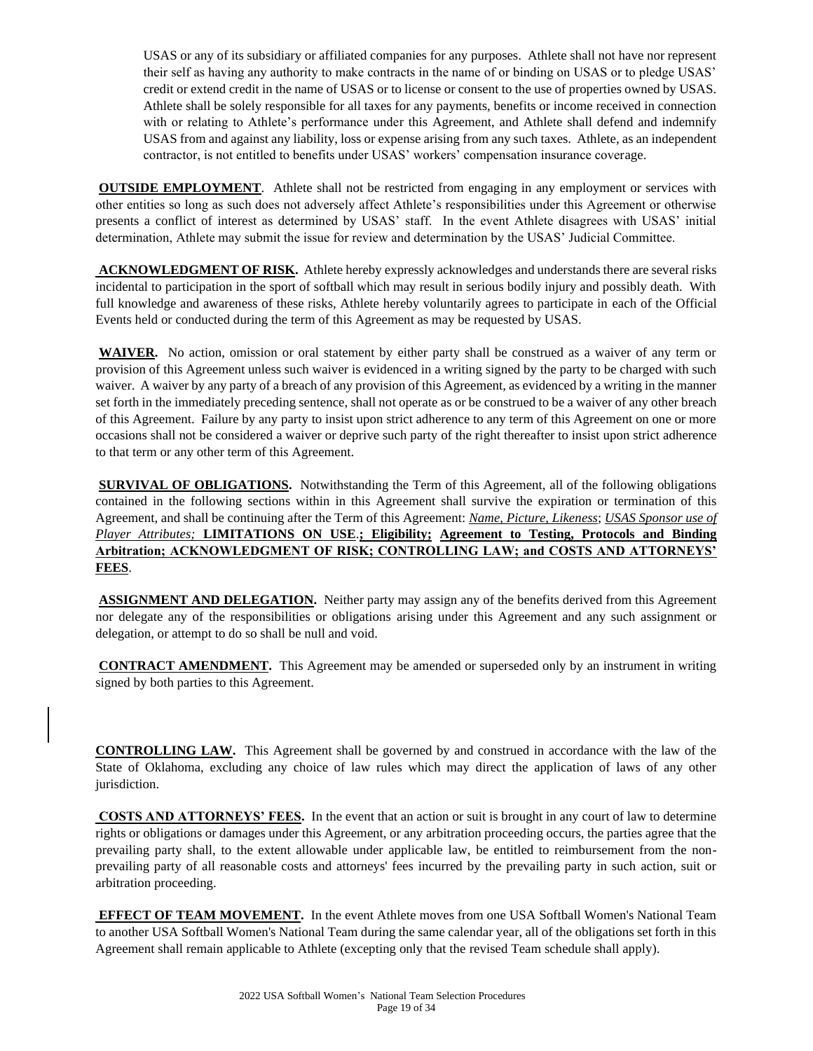USAS or any of its subsidiary or affiliated companies for any purposes. Athlete shall not have nor represent their self as having any authority to make contracts in the name of or binding on USAS or to pledge USAS' credit or extend credit in the name of USAS or to license or consent to the use of properties owned by USAS. Athlete shall be solely responsible for all taxes for any payments, benefits or income received in connection with or relating to Athlete's performance under this Agreement, and Athlete shall defend and indemnify USAS from and against any liability, loss or expense arising from any such taxes. Athlete, as an independent contractor, is not entitled to benefits under USAS' workers' compensation insurance coverage.

**OUTSIDE EMPLOYMENT**. Athlete shall not be restricted from engaging in any employment or services with other entities so long as such does not adversely affect Athlete's responsibilities under this Agreement or otherwise presents a conflict of interest as determined by USAS' staff. In the event Athlete disagrees with USAS' initial determination, Athlete may submit the issue for review and determination by the USAS' Judicial Committee.

**ACKNOWLEDGMENT OF RISK.** Athlete hereby expressly acknowledges and understands there are several risks incidental to participation in the sport of softball which may result in serious bodily injury and possibly death. With full knowledge and awareness of these risks, Athlete hereby voluntarily agrees to participate in each of the Official Events held or conducted during the term of this Agreement as may be requested by USAS.

**WAIVER.** No action, omission or oral statement by either party shall be construed as a waiver of any term or provision of this Agreement unless such waiver is evidenced in a writing signed by the party to be charged with such waiver. A waiver by any party of a breach of any provision of this Agreement, as evidenced by a writing in the manner set forth in the immediately preceding sentence, shall not operate as or be construed to be a waiver of any other breach of this Agreement. Failure by any party to insist upon strict adherence to any term of this Agreement on one or more occasions shall not be considered a waiver or deprive such party of the right thereafter to insist upon strict adherence to that term or any other term of this Agreement.

**SURVIVAL OF OBLIGATIONS.** Notwithstanding the Term of this Agreement, all of the following obligations contained in the following sections within in this Agreement shall survive the expiration or termination of this Agreement, and shall be continuing after the Term of this Agreement: *Name, Picture, Likeness*; *USAS Sponsor use of Player Attributes;* **LIMITATIONS ON USE.; Eligibility; Agreement to Testing, Protocols and Binding Arbitration; ACKNOWLEDGMENT OF RISK; CONTROLLING LAW; and COSTS AND ATTORNEYS' FEES**.

**ASSIGNMENT AND DELEGATION.** Neither party may assign any of the benefits derived from this Agreement nor delegate any of the responsibilities or obligations arising under this Agreement and any such assignment or delegation, or attempt to do so shall be null and void.

**CONTRACT AMENDMENT.** This Agreement may be amended or superseded only by an instrument in writing signed by both parties to this Agreement.

**CONTROLLING LAW.** This Agreement shall be governed by and construed in accordance with the law of the State of Oklahoma, excluding any choice of law rules which may direct the application of laws of any other jurisdiction.

**COSTS AND ATTORNEYS' FEES.** In the event that an action or suit is brought in any court of law to determine rights or obligations or damages under this Agreement, or any arbitration proceeding occurs, the parties agree that the prevailing party shall, to the extent allowable under applicable law, be entitled to reimbursement from the non-prevailing party of all reasonable costs and attorneys' fees incurred by the prevailing party in such action, suit or arbitration proceeding.

**EFFECT OF TEAM MOVEMENT.** In the event Athlete moves from one USA Softball Women's National Team to another USA Softball Women's National Team during the same calendar year, all of the obligations set forth in this Agreement shall remain applicable to Athlete (excepting only that the revised Team schedule shall apply).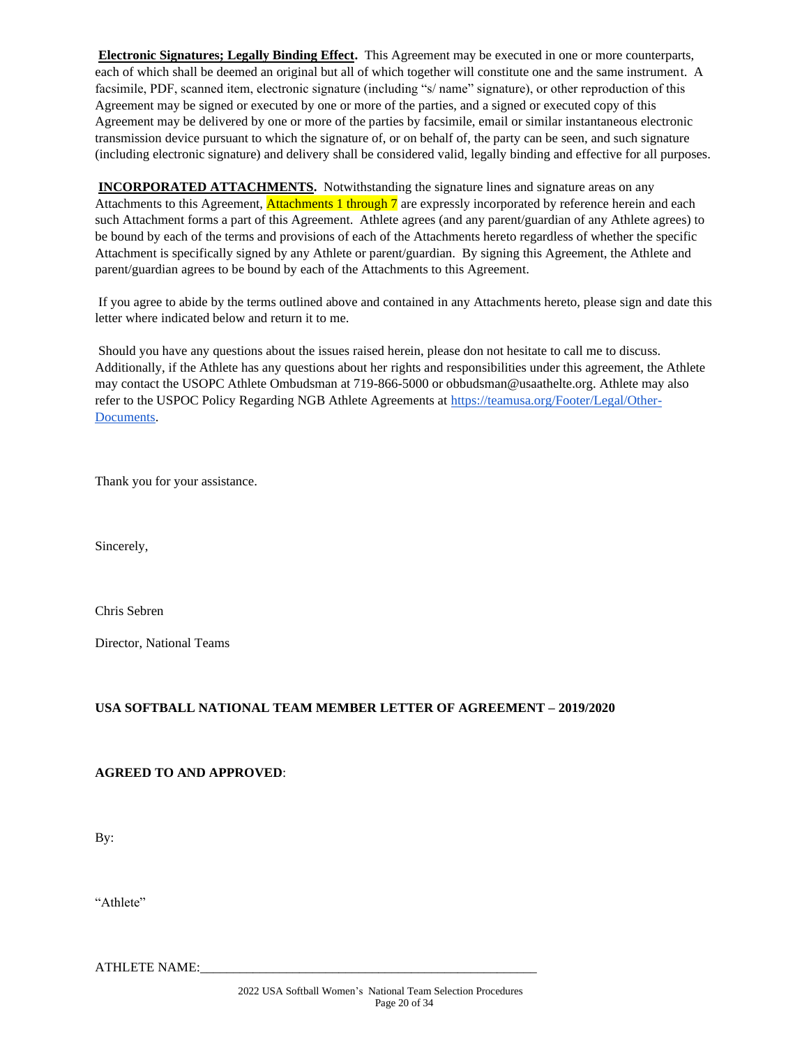**Electronic Signatures; Legally Binding Effect.** This Agreement may be executed in one or more counterparts, each of which shall be deemed an original but all of which together will constitute one and the same instrument. A facsimile, PDF, scanned item, electronic signature (including "s/ name" signature), or other reproduction of this Agreement may be signed or executed by one or more of the parties, and a signed or executed copy of this Agreement may be delivered by one or more of the parties by facsimile, email or similar instantaneous electronic transmission device pursuant to which the signature of, or on behalf of, the party can be seen, and such signature (including electronic signature) and delivery shall be considered valid, legally binding and effective for all purposes.

**INCORPORATED ATTACHMENTS.** Notwithstanding the signature lines and signature areas on any Attachments to this Agreement, Attachments 1 through 7 are expressly incorporated by reference herein and each such Attachment forms a part of this Agreement. Athlete agrees (and any parent/guardian of any Athlete agrees) to be bound by each of the terms and provisions of each of the Attachments hereto regardless of whether the specific Attachment is specifically signed by any Athlete or parent/guardian. By signing this Agreement, the Athlete and parent/guardian agrees to be bound by each of the Attachments to this Agreement.

If you agree to abide by the terms outlined above and contained in any Attachments hereto, please sign and date this letter where indicated below and return it to me.

Should you have any questions about the issues raised herein, please don not hesitate to call me to discuss. Additionally, if the Athlete has any questions about her rights and responsibilities under this agreement, the Athlete may contact the USOPC Athlete Ombudsman at 719-866-5000 or obbudsman@usaathelte.org. Athlete may also refer to the USPOC Policy Regarding NGB Athlete Agreements at https://teamusa.org/Footer/Legal/Other-Documents.

Thank you for your assistance.

Sincerely,

Chris Sebren

Director, National Teams

**USA SOFTBALL NATIONAL TEAM MEMBER LETTER OF AGREEMENT – 2019/2020**

**AGREED TO AND APPROVED**:

By:

"Athlete"

ATHLETE NAME:\_\_\_\_\_\_\_\_\_\_\_\_\_\_\_\_\_\_\_\_\_\_\_\_\_\_\_\_\_\_\_\_\_\_\_\_\_\_\_\_\_\_\_\_\_\_\_\_\_\_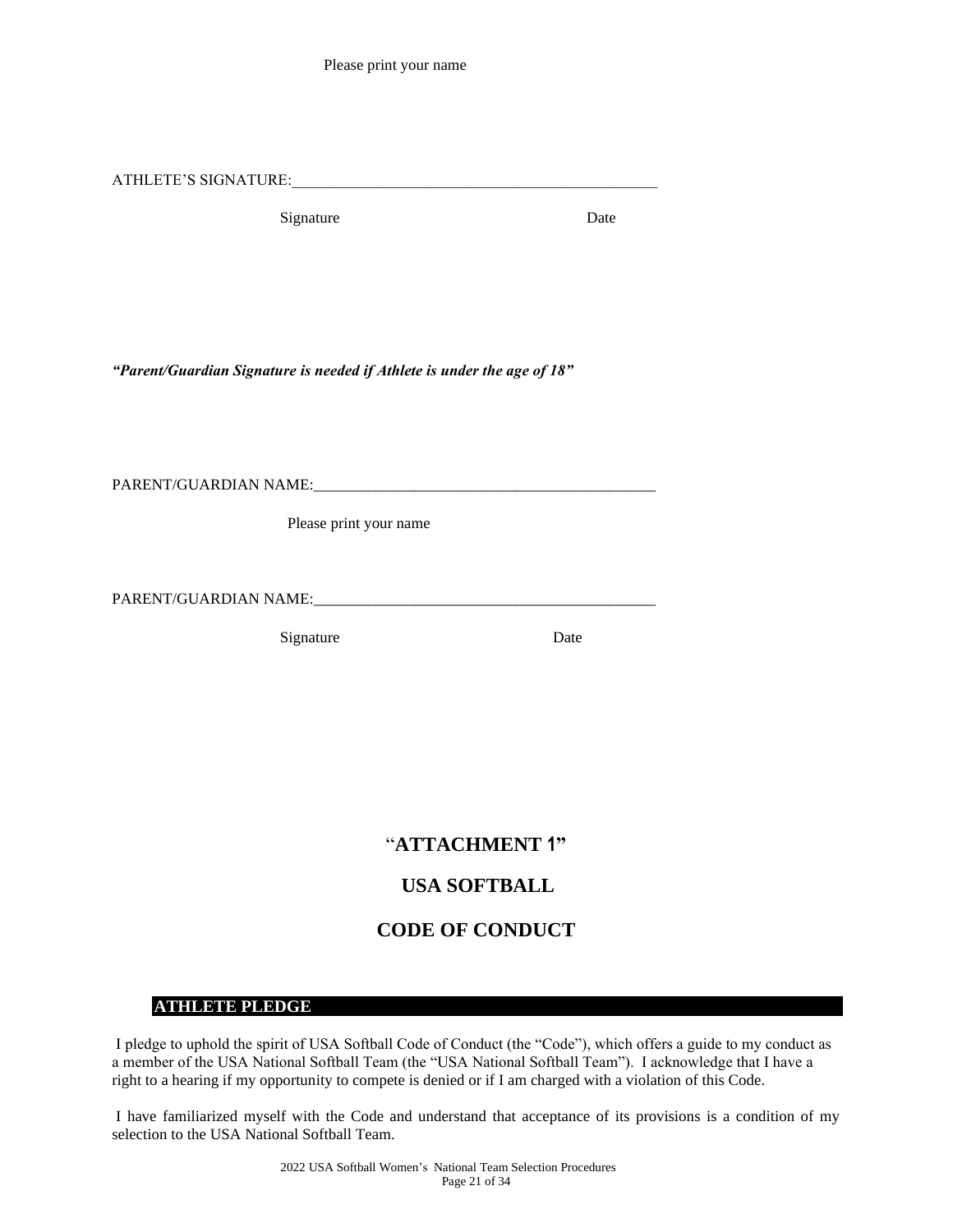Please print your name

ATHLETE'S SIGNATURE:_______________________________________________

Signature                                        Date

***"Parent/Guardian Signature is needed if Athlete is under the age of 18"***

PARENT/GUARDIAN NAME:____________________________________________

Please print your name

PARENT/GUARDIAN NAME:____________________________________________

Signature                                        Date

# "ATTACHMENT 1"

# USA SOFTBALL

# CODE OF CONDUCT

## ATHLETE PLEDGE

I pledge to uphold the spirit of USA Softball Code of Conduct (the "Code"), which offers a guide to my conduct as a member of the USA National Softball Team (the "USA National Softball Team"). I acknowledge that I have a right to a hearing if my opportunity to compete is denied or if I am charged with a violation of this Code.

I have familiarized myself with the Code and understand that acceptance of its provisions is a condition of my selection to the USA National Softball Team.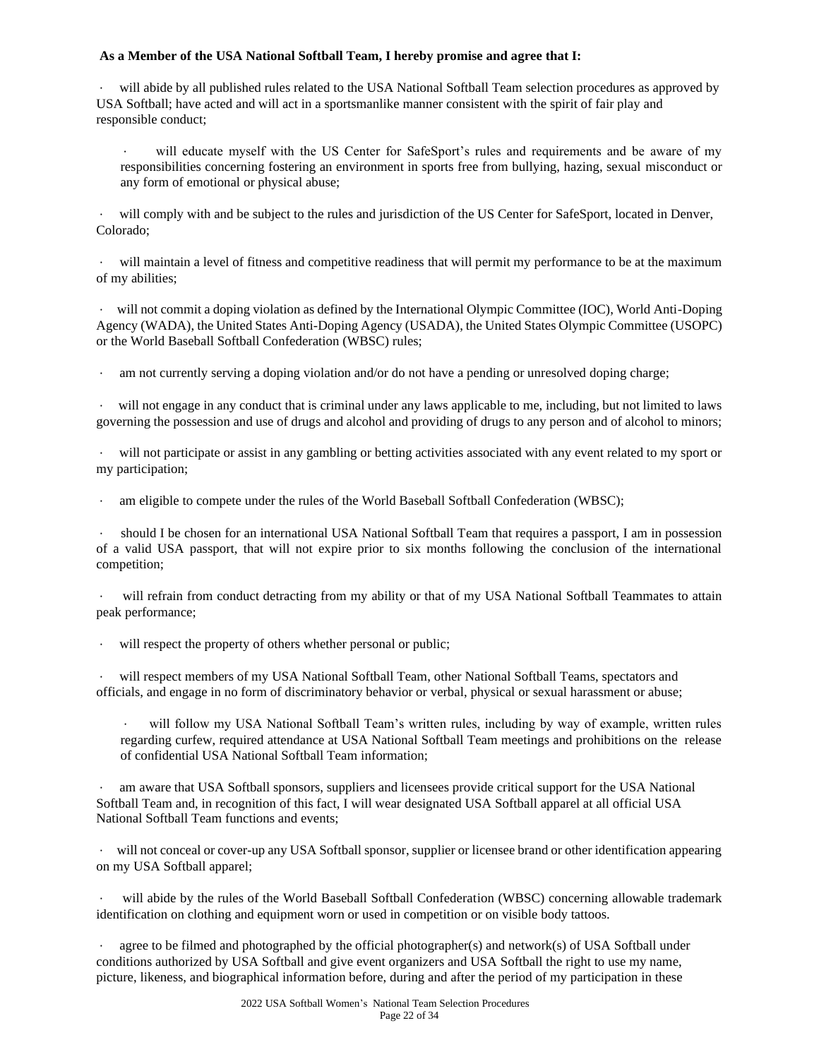**As a Member of the USA National Softball Team, I hereby promise and agree that I:**

- will abide by all published rules related to the USA National Softball Team selection procedures as approved by USA Softball; have acted and will act in a sportsmanlike manner consistent with the spirit of fair play and responsible conduct;
- will educate myself with the US Center for SafeSport's rules and requirements and be aware of my responsibilities concerning fostering an environment in sports free from bullying, hazing, sexual misconduct or any form of emotional or physical abuse;
- will comply with and be subject to the rules and jurisdiction of the US Center for SafeSport, located in Denver, Colorado;
- will maintain a level of fitness and competitive readiness that will permit my performance to be at the maximum of my abilities;
- will not commit a doping violation as defined by the International Olympic Committee (IOC), World Anti-Doping Agency (WADA), the United States Anti-Doping Agency (USADA), the United States Olympic Committee (USOPC) or the World Baseball Softball Confederation (WBSC) rules;
- am not currently serving a doping violation and/or do not have a pending or unresolved doping charge;
- will not engage in any conduct that is criminal under any laws applicable to me, including, but not limited to laws governing the possession and use of drugs and alcohol and providing of drugs to any person and of alcohol to minors;
- will not participate or assist in any gambling or betting activities associated with any event related to my sport or my participation;
- am eligible to compete under the rules of the World Baseball Softball Confederation (WBSC);
- should I be chosen for an international USA National Softball Team that requires a passport, I am in possession of a valid USA passport, that will not expire prior to six months following the conclusion of the international competition;
- will refrain from conduct detracting from my ability or that of my USA National Softball Teammates to attain peak performance;
- will respect the property of others whether personal or public;
- will respect members of my USA National Softball Team, other National Softball Teams, spectators and officials, and engage in no form of discriminatory behavior or verbal, physical or sexual harassment or abuse;
- will follow my USA National Softball Team's written rules, including by way of example, written rules regarding curfew, required attendance at USA National Softball Team meetings and prohibitions on the release of confidential USA National Softball Team information;
- am aware that USA Softball sponsors, suppliers and licensees provide critical support for the USA National Softball Team and, in recognition of this fact, I will wear designated USA Softball apparel at all official USA National Softball Team functions and events;
- will not conceal or cover-up any USA Softball sponsor, supplier or licensee brand or other identification appearing on my USA Softball apparel;
- will abide by the rules of the World Baseball Softball Confederation (WBSC) concerning allowable trademark identification on clothing and equipment worn or used in competition or on visible body tattoos.
- agree to be filmed and photographed by the official photographer(s) and network(s) of USA Softball under conditions authorized by USA Softball and give event organizers and USA Softball the right to use my name, picture, likeness, and biographical information before, during and after the period of my participation in these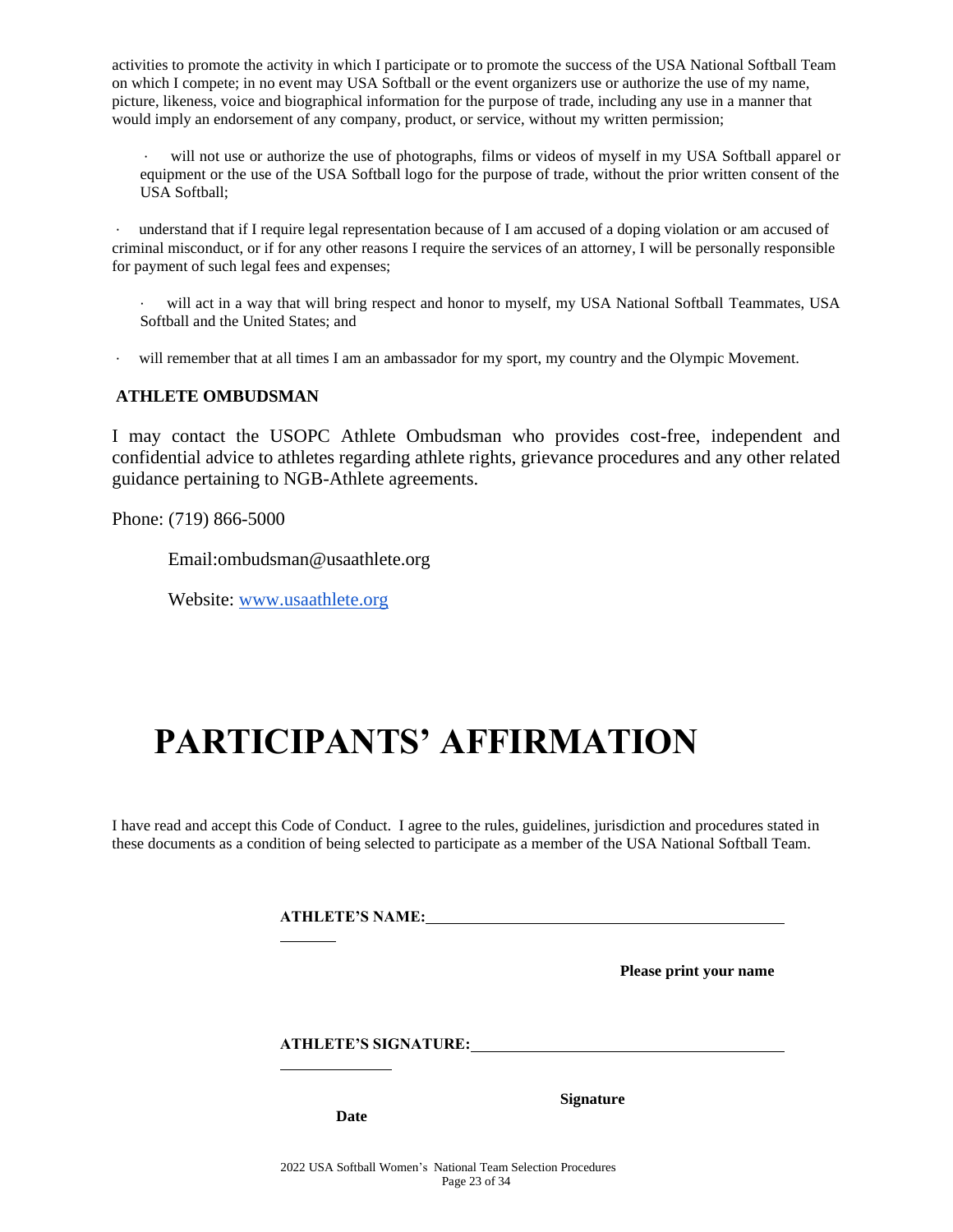activities to promote the activity in which I participate or to promote the success of the USA National Softball Team on which I compete; in no event may USA Softball or the event organizers use or authorize the use of my name, picture, likeness, voice and biographical information for the purpose of trade, including any use in a manner that would imply an endorsement of any company, product, or service, without my written permission;

- will not use or authorize the use of photographs, films or videos of myself in my USA Softball apparel or equipment or the use of the USA Softball logo for the purpose of trade, without the prior written consent of the USA Softball;

- understand that if I require legal representation because of I am accused of a doping violation or am accused of criminal misconduct, or if for any other reasons I require the services of an attorney, I will be personally responsible for payment of such legal fees and expenses;

- will act in a way that will bring respect and honor to myself, my USA National Softball Teammates, USA Softball and the United States; and

- will remember that at all times I am an ambassador for my sport, my country and the Olympic Movement.

**ATHLETE OMBUDSMAN**

I may contact the USOPC Athlete Ombudsman who provides cost-free, independent and confidential advice to athletes regarding athlete rights, grievance procedures and any other related guidance pertaining to NGB-Athlete agreements.

Phone: (719) 866-5000

Email:ombudsman@usaathlete.org

Website: www.usaathlete.org

# PARTICIPANTS' AFFIRMATION

I have read and accept this Code of Conduct. I agree to the rules, guidelines, jurisdiction and procedures stated in these documents as a condition of being selected to participate as a member of the USA National Softball Team.

**ATHLETE'S NAME:**\_\_\_\_\_\_\_\_\_\_\_\_\_\_\_\_\_\_\_\_\_\_\_\_\_\_\_\_\_\_\_\_\_\_\_\_\_\_\_\_

**Please print your name**

**ATHLETE'S SIGNATURE:**\_\_\_\_\_\_\_\_\_\_\_\_\_\_\_\_\_\_\_\_\_\_\_\_\_\_\_\_\_\_\_\_\_\_\_\_\_\_\_\_

**Signature**

**Date**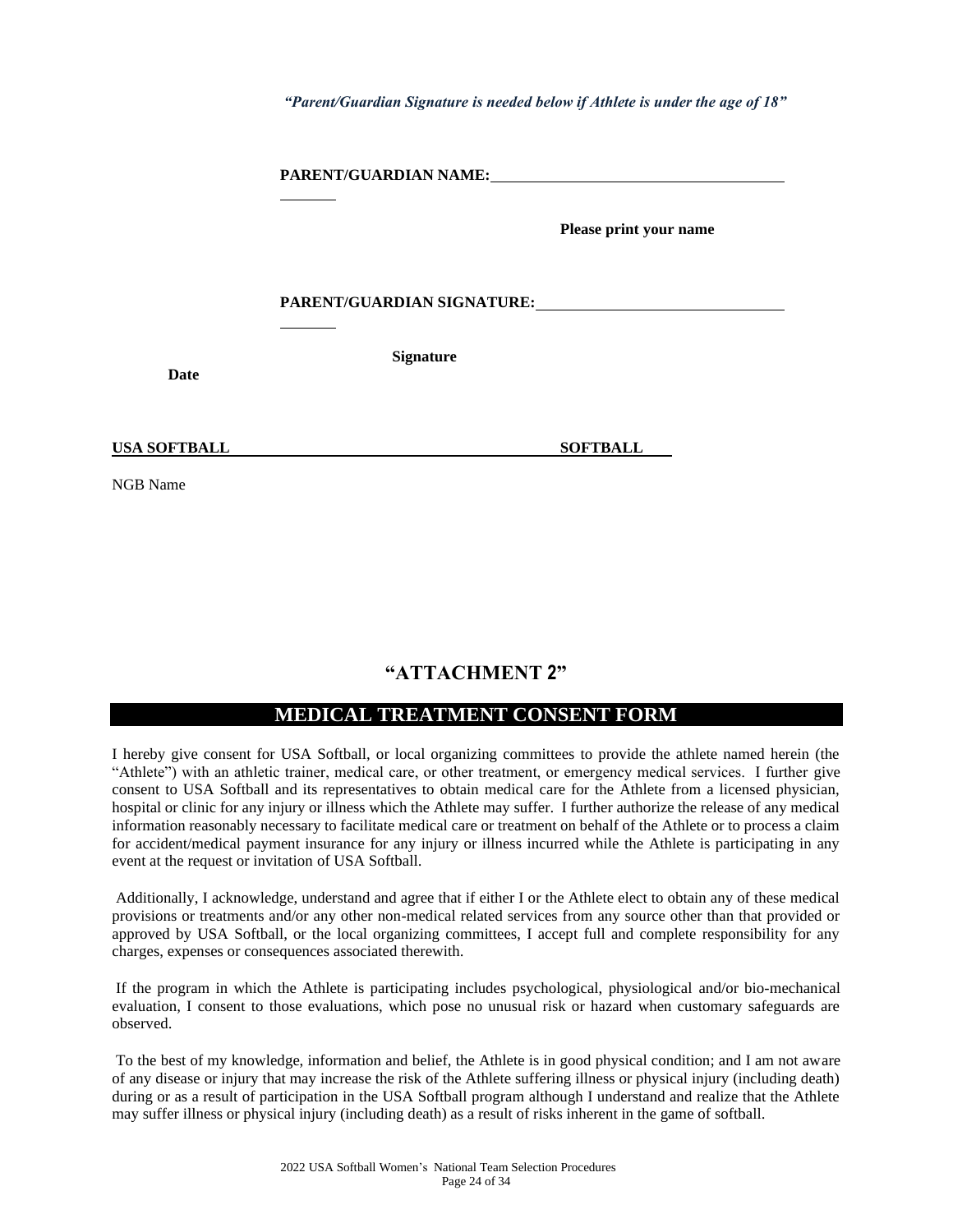***"Parent/Guardian Signature is needed below if Athlete is under the age of 18"***

**PARENT/GUARDIAN NAME:** ______________________________________ ________

**Please print your name**

**PARENT/GUARDIAN SIGNATURE:** ______________________________ ________

**Signature**

**Date**

**USA SOFTBALL** ______________________________ **SOFTBALL**

NGB Name

## "ATTACHMENT 2"

## MEDICAL TREATMENT CONSENT FORM

I hereby give consent for USA Softball, or local organizing committees to provide the athlete named herein (the "Athlete") with an athletic trainer, medical care, or other treatment, or emergency medical services. I further give consent to USA Softball and its representatives to obtain medical care for the Athlete from a licensed physician, hospital or clinic for any injury or illness which the Athlete may suffer. I further authorize the release of any medical information reasonably necessary to facilitate medical care or treatment on behalf of the Athlete or to process a claim for accident/medical payment insurance for any injury or illness incurred while the Athlete is participating in any event at the request or invitation of USA Softball.

Additionally, I acknowledge, understand and agree that if either I or the Athlete elect to obtain any of these medical provisions or treatments and/or any other non-medical related services from any source other than that provided or approved by USA Softball, or the local organizing committees, I accept full and complete responsibility for any charges, expenses or consequences associated therewith.

If the program in which the Athlete is participating includes psychological, physiological and/or bio-mechanical evaluation, I consent to those evaluations, which pose no unusual risk or hazard when customary safeguards are observed.

To the best of my knowledge, information and belief, the Athlete is in good physical condition; and I am not aware of any disease or injury that may increase the risk of the Athlete suffering illness or physical injury (including death) during or as a result of participation in the USA Softball program although I understand and realize that the Athlete may suffer illness or physical injury (including death) as a result of risks inherent in the game of softball.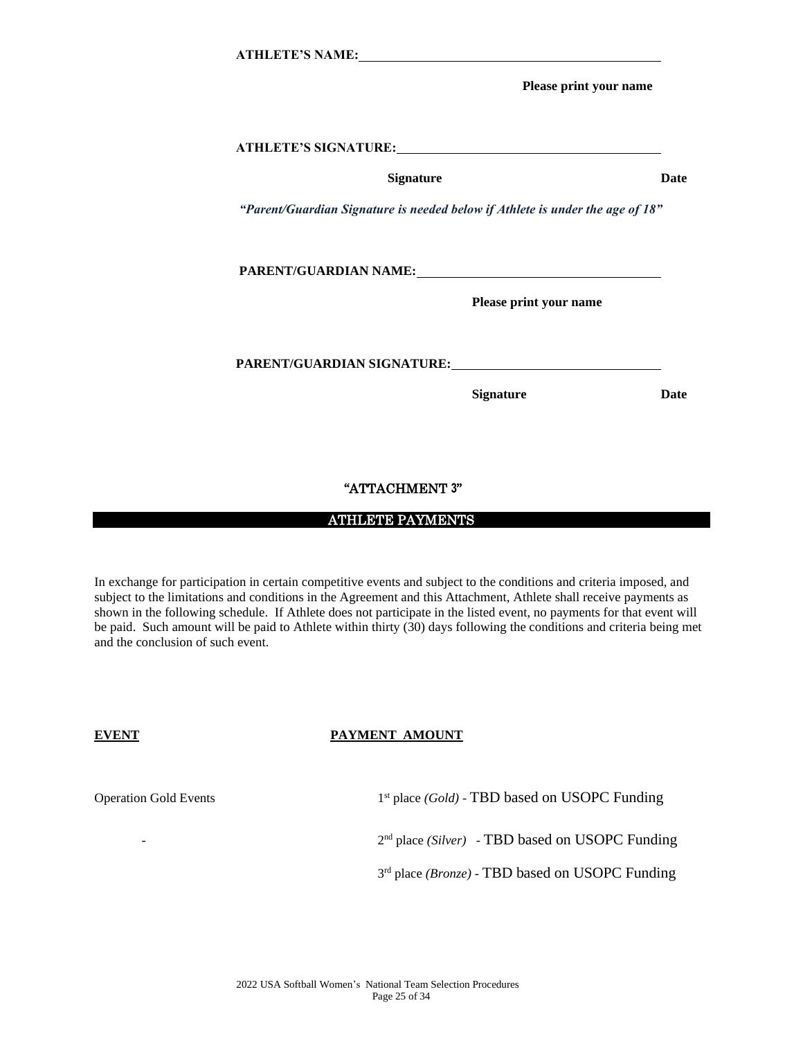**ATHLETE'S NAME:** ______________________________________________

**Please print your name**

**ATHLETE'S SIGNATURE:** ________________________________________

**Signature** **Date**

***"Parent/Guardian Signature is needed below if Athlete is under the age of 18"***

**PARENT/GUARDIAN NAME:** ______________________________________

**Please print your name**

**PARENT/GUARDIAN SIGNATURE:** _________________________________

**Signature** **Date**

## "ATTACHMENT 3"

## ATHLETE PAYMENTS

In exchange for participation in certain competitive events and subject to the conditions and criteria imposed, and subject to the limitations and conditions in the Agreement and this Attachment, Athlete shall receive payments as shown in the following schedule. If Athlete does not participate in the listed event, no payments for that event will be paid. Such amount will be paid to Athlete within thirty (30) days following the conditions and criteria being met and the conclusion of such event.

| **EVENT** | **PAYMENT AMOUNT** |
|---|---|
| Operation Gold Events | 1st place *(Gold)* - TBD based on USOPC Funding |
| - | 2nd place *(Silver)* - TBD based on USOPC Funding |
| | 3rd place *(Bronze)* - TBD based on USOPC Funding |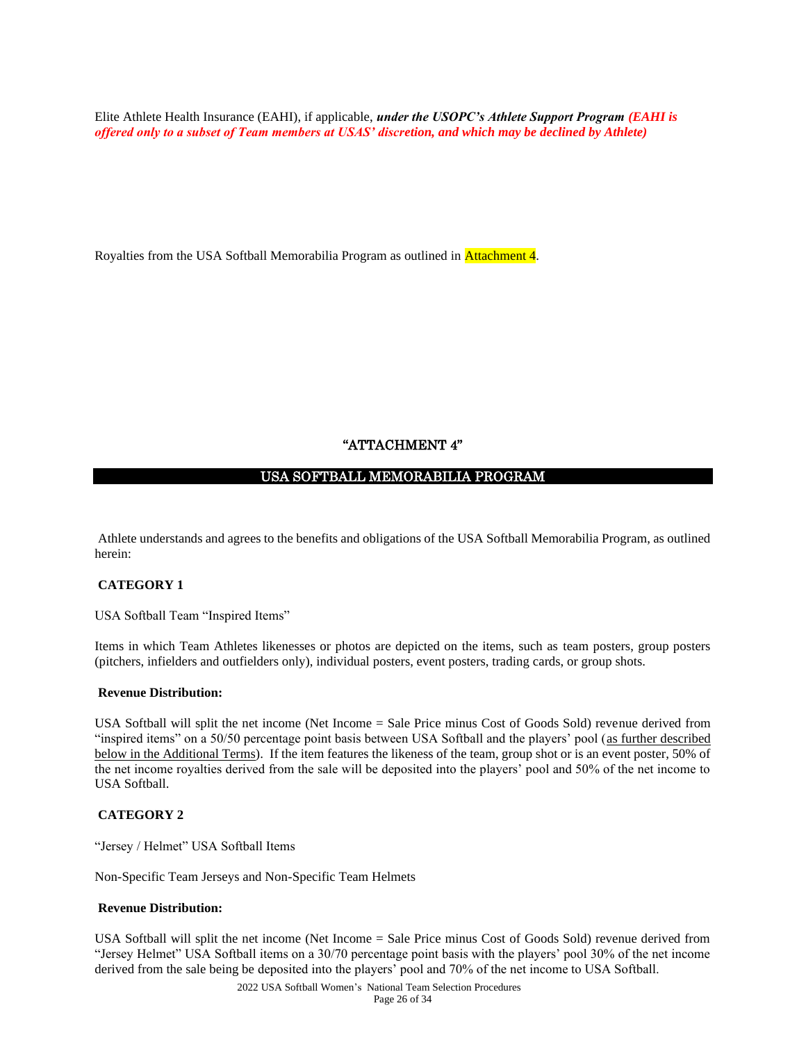Elite Athlete Health Insurance (EAHI), if applicable, ***under the USOPC's Athlete Support Program (EAHI is offered only to a subset of Team members at USAS' discretion, and which may be declined by Athlete)***

Royalties from the USA Softball Memorabilia Program as outlined in Attachment 4.

# "ATTACHMENT 4"

## USA SOFTBALL MEMORABILIA PROGRAM

Athlete understands and agrees to the benefits and obligations of the USA Softball Memorabilia Program, as outlined herein:

**CATEGORY 1**

USA Softball Team "Inspired Items"

Items in which Team Athletes likenesses or photos are depicted on the items, such as team posters, group posters (pitchers, infielders and outfielders only), individual posters, event posters, trading cards, or group shots.

**Revenue Distribution:**

USA Softball will split the net income (Net Income = Sale Price minus Cost of Goods Sold) revenue derived from "inspired items" on a 50/50 percentage point basis between USA Softball and the players' pool (as further described below in the Additional Terms). If the item features the likeness of the team, group shot or is an event poster, 50% of the net income royalties derived from the sale will be deposited into the players' pool and 50% of the net income to USA Softball.

**CATEGORY 2**

"Jersey / Helmet" USA Softball Items

Non-Specific Team Jerseys and Non-Specific Team Helmets

**Revenue Distribution:**

USA Softball will split the net income (Net Income = Sale Price minus Cost of Goods Sold) revenue derived from "Jersey Helmet" USA Softball items on a 30/70 percentage point basis with the players' pool 30% of the net income derived from the sale being be deposited into the players' pool and 70% of the net income to USA Softball.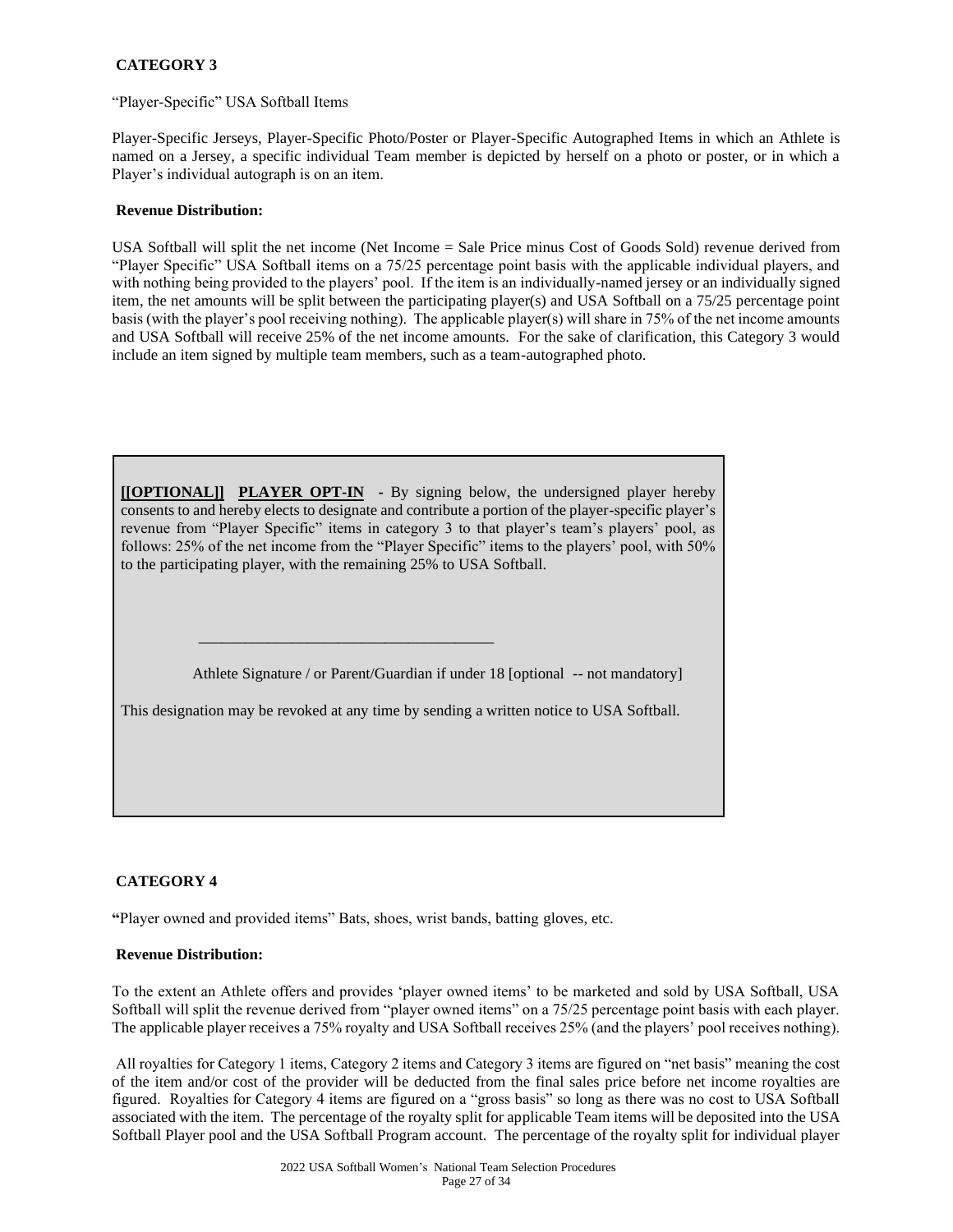**CATEGORY 3**

"Player-Specific" USA Softball Items

Player-Specific Jerseys, Player-Specific Photo/Poster or Player-Specific Autographed Items in which an Athlete is named on a Jersey, a specific individual Team member is depicted by herself on a photo or poster, or in which a Player's individual autograph is on an item.

**Revenue Distribution:**

USA Softball will split the net income (Net Income = Sale Price minus Cost of Goods Sold) revenue derived from "Player Specific" USA Softball items on a 75/25 percentage point basis with the applicable individual players, and with nothing being provided to the players' pool. If the item is an individually-named jersey or an individually signed item, the net amounts will be split between the participating player(s) and USA Softball on a 75/25 percentage point basis (with the player's pool receiving nothing). The applicable player(s) will share in 75% of the net income amounts and USA Softball will receive 25% of the net income amounts. For the sake of clarification, this Category 3 would include an item signed by multiple team members, such as a team-autographed photo.

**[[OPTIONAL]]** **PLAYER OPT-IN** - By signing below, the undersigned player hereby consents to and hereby elects to designate and contribute a portion of the player-specific player's revenue from "Player Specific" items in category 3 to that player's team's players' pool, as follows: 25% of the net income from the "Player Specific" items to the players' pool, with 50% to the participating player, with the remaining 25% to USA Softball.

\_\_\_\_\_\_\_\_\_\_\_\_\_\_\_\_\_\_\_\_\_\_\_\_\_\_\_\_\_\_\_\_\_\_\_\_\_\_\_

Athlete Signature / or Parent/Guardian if under 18 [optional -- not mandatory]

This designation may be revoked at any time by sending a written notice to USA Softball.

**CATEGORY 4**

**"**Player owned and provided items" Bats, shoes, wrist bands, batting gloves, etc.

**Revenue Distribution:**

To the extent an Athlete offers and provides 'player owned items' to be marketed and sold by USA Softball, USA Softball will split the revenue derived from "player owned items" on a 75/25 percentage point basis with each player. The applicable player receives a 75% royalty and USA Softball receives 25% (and the players' pool receives nothing).

All royalties for Category 1 items, Category 2 items and Category 3 items are figured on "net basis" meaning the cost of the item and/or cost of the provider will be deducted from the final sales price before net income royalties are figured. Royalties for Category 4 items are figured on a "gross basis" so long as there was no cost to USA Softball associated with the item. The percentage of the royalty split for applicable Team items will be deposited into the USA Softball Player pool and the USA Softball Program account. The percentage of the royalty split for individual player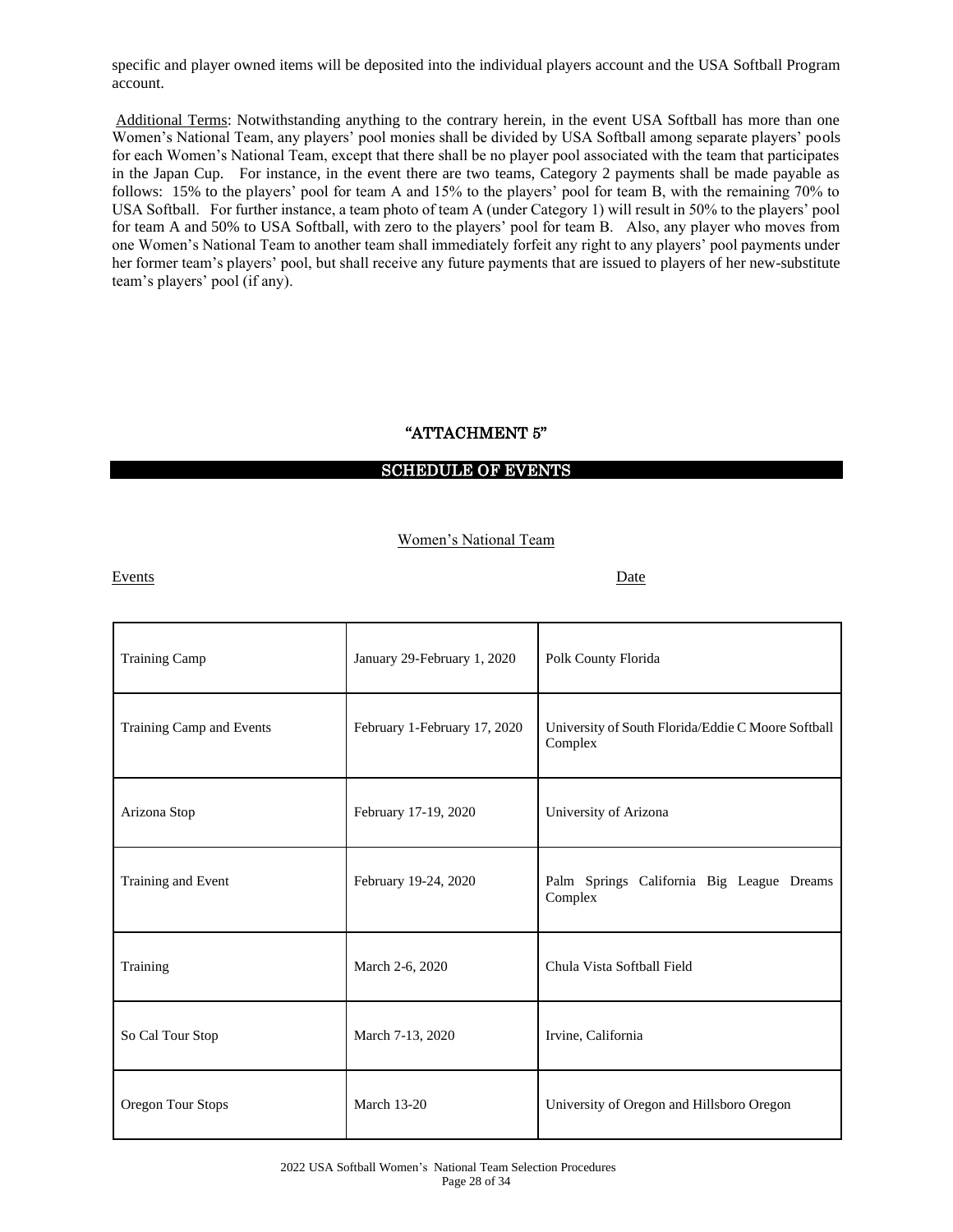specific and player owned items will be deposited into the individual players account and the USA Softball Program account.

Additional Terms: Notwithstanding anything to the contrary herein, in the event USA Softball has more than one Women's National Team, any players' pool monies shall be divided by USA Softball among separate players' pools for each Women's National Team, except that there shall be no player pool associated with the team that participates in the Japan Cup. For instance, in the event there are two teams, Category 2 payments shall be made payable as follows: 15% to the players' pool for team A and 15% to the players' pool for team B, with the remaining 70% to USA Softball. For further instance, a team photo of team A (under Category 1) will result in 50% to the players' pool for team A and 50% to USA Softball, with zero to the players' pool for team B. Also, any player who moves from one Women's National Team to another team shall immediately forfeit any right to any players' pool payments under her former team's players' pool, but shall receive any future payments that are issued to players of her new-substitute team's players' pool (if any).

## "ATTACHMENT 5"

## SCHEDULE OF EVENTS

Women's National Team

| Events | Date | |
|---|---|---|
| Training Camp | January 29-February 1, 2020 | Polk County Florida |
| Training Camp and Events | February 1-February 17, 2020 | University of South Florida/Eddie C Moore Softball Complex |
| Arizona Stop | February 17-19, 2020 | University of Arizona |
| Training and Event | February 19-24, 2020 | Palm Springs California Big League Dreams Complex |
| Training | March 2-6, 2020 | Chula Vista Softball Field |
| So Cal Tour Stop | March 7-13, 2020 | Irvine, California |
| Oregon Tour Stops | March 13-20 | University of Oregon and Hillsboro Oregon |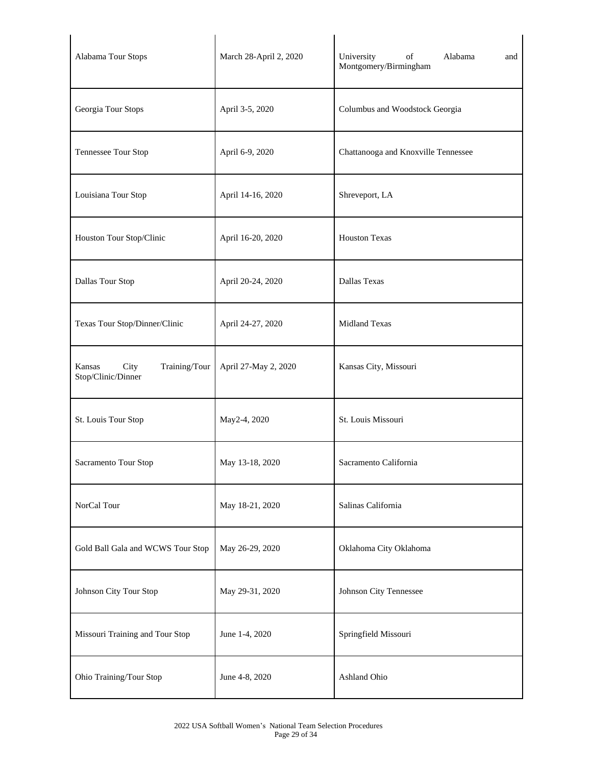| Alabama Tour Stops | March 28-April 2, 2020 | University of Alabama and Montgomery/Birmingham |
|---|---|---|
| Georgia Tour Stops | April 3-5, 2020 | Columbus and Woodstock Georgia |
| Tennessee Tour Stop | April 6-9, 2020 | Chattanooga and Knoxville Tennessee |
| Louisiana Tour Stop | April 14-16, 2020 | Shreveport, LA |
| Houston Tour Stop/Clinic | April 16-20, 2020 | Houston Texas |
| Dallas Tour Stop | April 20-24, 2020 | Dallas Texas |
| Texas Tour Stop/Dinner/Clinic | April 24-27, 2020 | Midland Texas |
| Kansas City Training/Tour Stop/Clinic/Dinner | April 27-May 2, 2020 | Kansas City, Missouri |
| St. Louis Tour Stop | May2-4, 2020 | St. Louis Missouri |
| Sacramento Tour Stop | May 13-18, 2020 | Sacramento California |
| NorCal Tour | May 18-21, 2020 | Salinas California |
| Gold Ball Gala and WCWS Tour Stop | May 26-29, 2020 | Oklahoma City Oklahoma |
| Johnson City Tour Stop | May 29-31, 2020 | Johnson City Tennessee |
| Missouri Training and Tour Stop | June 1-4, 2020 | Springfield Missouri |
| Ohio Training/Tour Stop | June 4-8, 2020 | Ashland Ohio |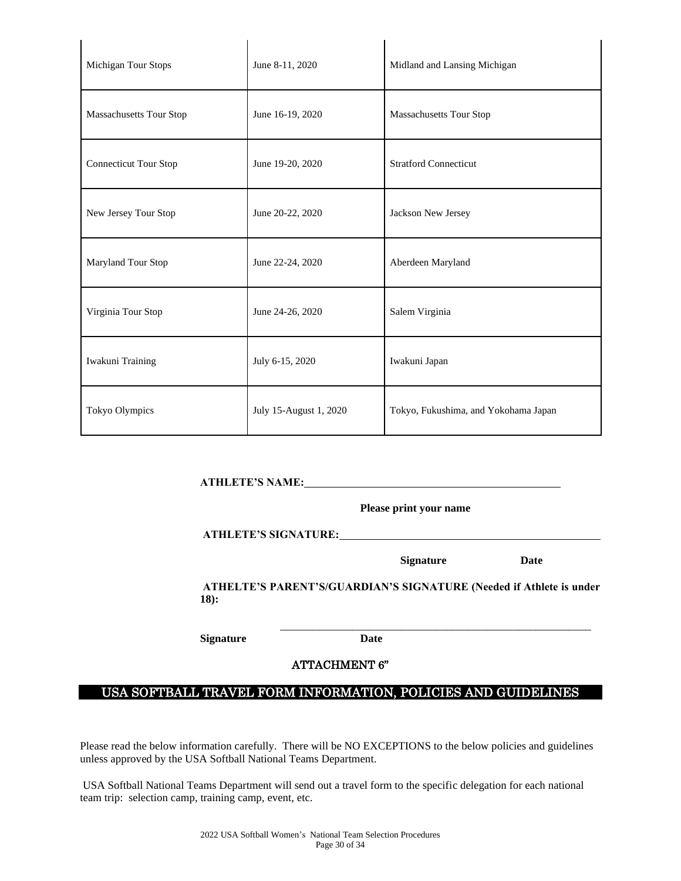| Michigan Tour Stops | June 8-11, 2020 | Midland and Lansing Michigan |
|---|---|---|
| Massachusetts Tour Stop | June 16-19, 2020 | Massachusetts Tour Stop |
| Connecticut Tour Stop | June 19-20, 2020 | Stratford Connecticut |
| New Jersey Tour Stop | June 20-22, 2020 | Jackson New Jersey |
| Maryland Tour Stop | June 22-24, 2020 | Aberdeen Maryland |
| Virginia Tour Stop | June 24-26, 2020 | Salem Virginia |
| Iwakuni Training | July 6-15, 2020 | Iwakuni Japan |
| Tokyo Olympics | July 15-August 1, 2020 | Tokyo, Fukushima, and Yokohama Japan |

**ATHLETE'S NAME:**\_\_\_\_\_\_\_\_\_\_\_\_\_\_\_\_\_\_\_\_\_\_\_\_\_\_\_\_\_\_\_\_\_\_\_\_\_\_\_\_\_\_\_\_

**Please print your name**

**ATHLETE'S SIGNATURE:**\_\_\_\_\_\_\_\_\_\_\_\_\_\_\_\_\_\_\_\_\_\_\_\_\_\_\_\_\_\_\_\_\_\_\_\_\_\_\_\_\_\_\_\_

**Signature** **Date**

**ATHELTE'S PARENT'S/GUARDIAN'S SIGNATURE (Needed if Athlete is under 18):**

\_\_\_\_\_\_\_\_\_\_\_\_\_\_\_\_\_\_\_\_\_\_\_\_\_\_\_\_\_\_\_\_\_\_\_\_\_\_\_\_\_\_\_\_\_\_\_\_\_\_\_\_\_\_\_\_

**Signature** **Date**

ATTACHMENT 6"

## USA SOFTBALL TRAVEL FORM INFORMATION, POLICIES AND GUIDELINES

Please read the below information carefully. There will be NO EXCEPTIONS to the below policies and guidelines unless approved by the USA Softball National Teams Department.

USA Softball National Teams Department will send out a travel form to the specific delegation for each national team trip: selection camp, training camp, event, etc.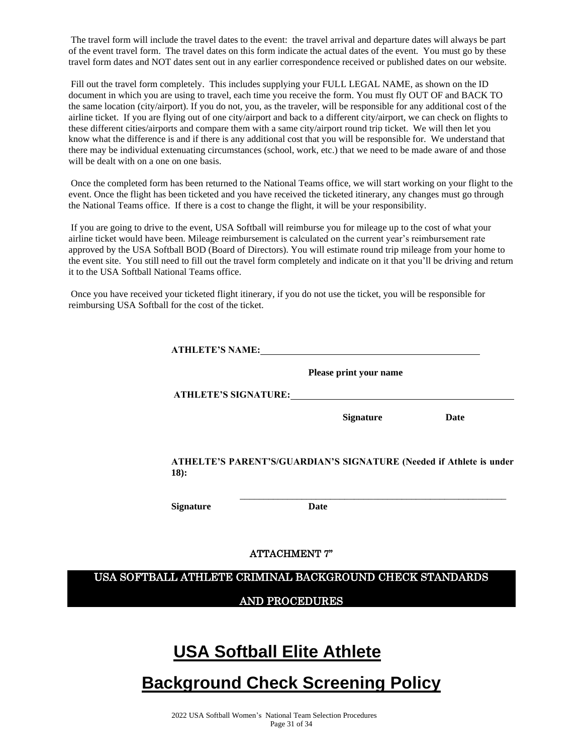The travel form will include the travel dates to the event: the travel arrival and departure dates will always be part of the event travel form. The travel dates on this form indicate the actual dates of the event. You must go by these travel form dates and NOT dates sent out in any earlier correspondence received or published dates on our website.

Fill out the travel form completely. This includes supplying your FULL LEGAL NAME, as shown on the ID document in which you are using to travel, each time you receive the form. You must fly OUT OF and BACK TO the same location (city/airport). If you do not, you, as the traveler, will be responsible for any additional cost of the airline ticket. If you are flying out of one city/airport and back to a different city/airport, we can check on flights to these different cities/airports and compare them with a same city/airport round trip ticket. We will then let you know what the difference is and if there is any additional cost that you will be responsible for. We understand that there may be individual extenuating circumstances (school, work, etc.) that we need to be made aware of and those will be dealt with on a one on one basis.

Once the completed form has been returned to the National Teams office, we will start working on your flight to the event. Once the flight has been ticketed and you have received the ticketed itinerary, any changes must go through the National Teams office. If there is a cost to change the flight, it will be your responsibility.

If you are going to drive to the event, USA Softball will reimburse you for mileage up to the cost of what your airline ticket would have been. Mileage reimbursement is calculated on the current year's reimbursement rate approved by the USA Softball BOD (Board of Directors). You will estimate round trip mileage from your home to the event site. You still need to fill out the travel form completely and indicate on it that you'll be driving and return it to the USA Softball National Teams office.

Once you have received your ticketed flight itinerary, if you do not use the ticket, you will be responsible for reimbursing USA Softball for the cost of the ticket.

**ATHLETE'S NAME:**\_\_\_\_\_\_\_\_\_\_\_\_\_\_\_\_\_\_\_\_\_\_\_\_\_\_\_\_\_\_\_\_\_\_\_\_\_\_\_\_\_\_\_\_

**Please print your name**

**ATHLETE'S SIGNATURE:**\_\_\_\_\_\_\_\_\_\_\_\_\_\_\_\_\_\_\_\_\_\_\_\_\_\_\_\_\_\_\_\_\_\_\_\_\_\_\_\_\_\_\_\_

**Signature** **Date**

**ATHELTE'S PARENT'S/GUARDIAN'S SIGNATURE (Needed if Athlete is under 18):**

\_\_\_\_\_\_\_\_\_\_\_\_\_\_\_\_\_\_\_\_\_\_\_\_\_\_\_\_\_\_\_\_\_\_\_\_\_\_\_\_\_\_\_\_\_\_\_\_\_\_\_\_\_\_\_\_

**Signature** **Date**

ATTACHMENT 7"

**USA SOFTBALL ATHLETE CRIMINAL BACKGROUND CHECK STANDARDS AND PROCEDURES**

# USA Softball Elite Athlete

# Background Check Screening Policy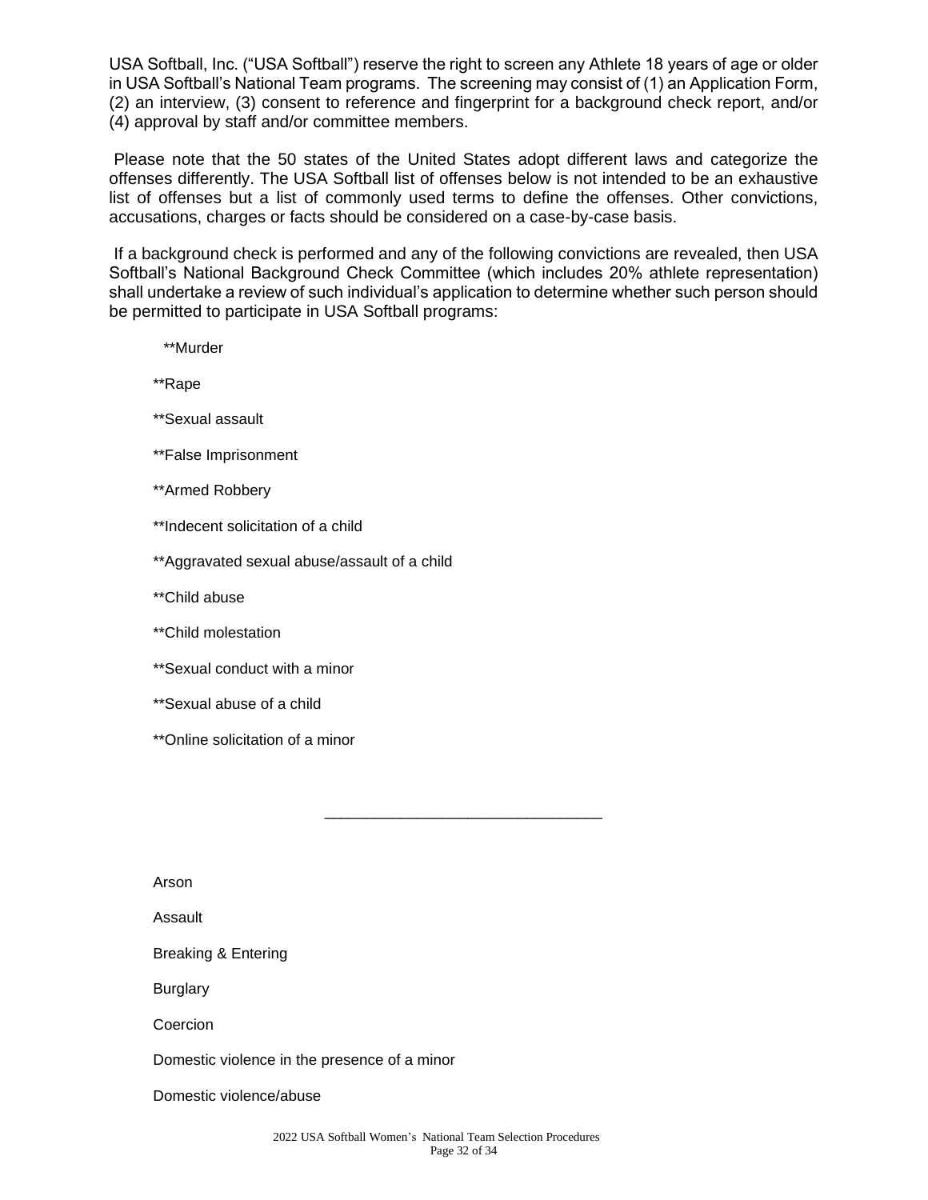USA Softball, Inc. ("USA Softball") reserve the right to screen any Athlete 18 years of age or older in USA Softball's National Team programs. The screening may consist of (1) an Application Form, (2) an interview, (3) consent to reference and fingerprint for a background check report, and/or (4) approval by staff and/or committee members.

Please note that the 50 states of the United States adopt different laws and categorize the offenses differently. The USA Softball list of offenses below is not intended to be an exhaustive list of offenses but a list of commonly used terms to define the offenses. Other convictions, accusations, charges or facts should be considered on a case-by-case basis.

If a background check is performed and any of the following convictions are revealed, then USA Softball's National Background Check Committee (which includes 20% athlete representation) shall undertake a review of such individual's application to determine whether such person should be permitted to participate in USA Softball programs:

**Murder

**Rape

**Sexual assault

**False Imprisonment

**Armed Robbery

**Indecent solicitation of a child

**Aggravated sexual abuse/assault of a child

**Child abuse

**Child molestation

**Sexual conduct with a minor

**Sexual abuse of a child

**Online solicitation of a minor

---

Arson

Assault

Breaking & Entering

Burglary

Coercion

Domestic violence in the presence of a minor

Domestic violence/abuse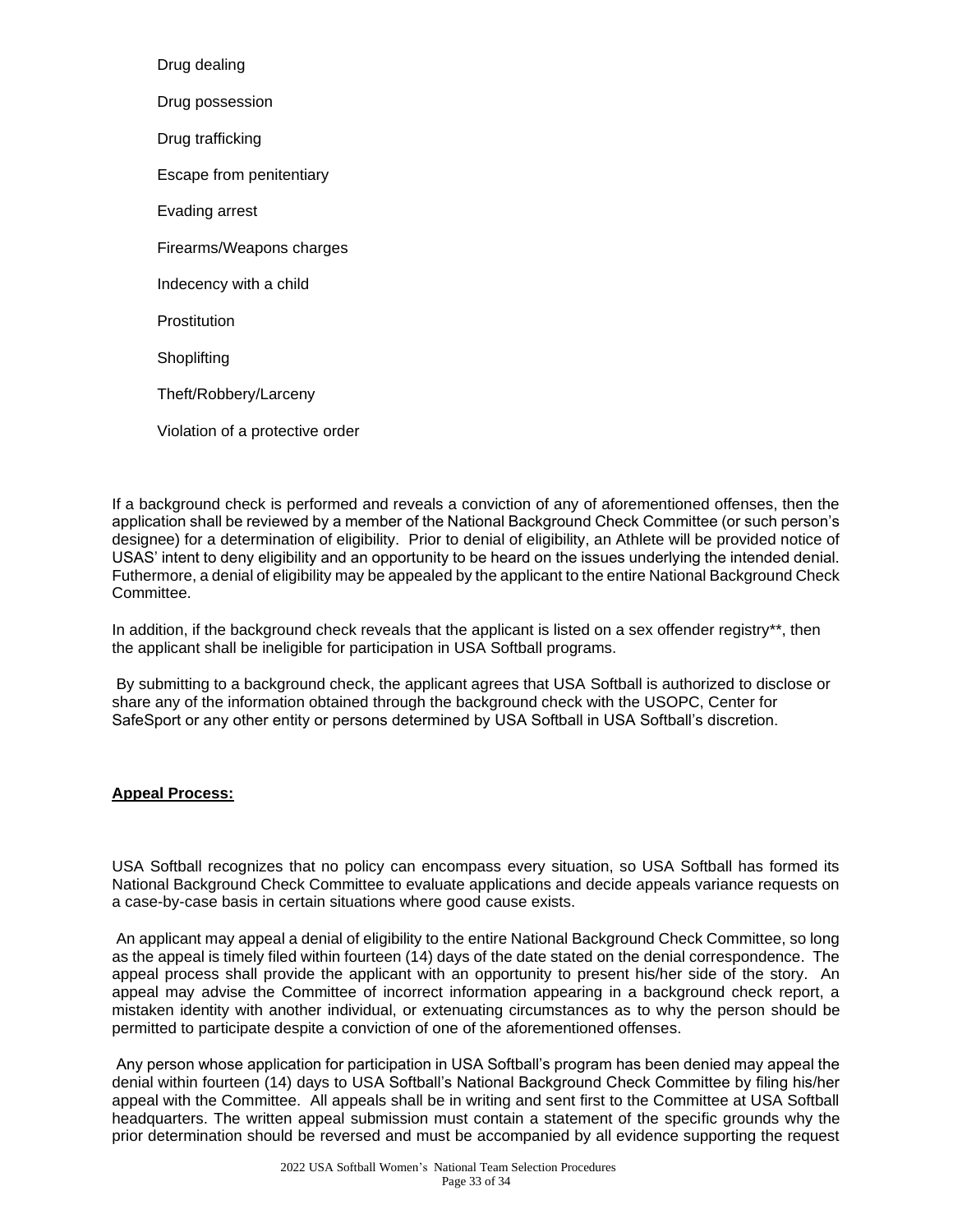Drug dealing

Drug possession

Drug trafficking

Escape from penitentiary

Evading arrest

Firearms/Weapons charges

Indecency with a child

Prostitution

Shoplifting

Theft/Robbery/Larceny

Violation of a protective order

If a background check is performed and reveals a conviction of any of aforementioned offenses, then the application shall be reviewed by a member of the National Background Check Committee (or such person's designee) for a determination of eligibility. Prior to denial of eligibility, an Athlete will be provided notice of USAS' intent to deny eligibility and an opportunity to be heard on the issues underlying the intended denial. Futhermore, a denial of eligibility may be appealed by the applicant to the entire National Background Check Committee.

In addition, if the background check reveals that the applicant is listed on a sex offender registry**, then the applicant shall be ineligible for participation in USA Softball programs.

By submitting to a background check, the applicant agrees that USA Softball is authorized to disclose or share any of the information obtained through the background check with the USOPC, Center for SafeSport or any other entity or persons determined by USA Softball in USA Softball's discretion.

**<u>Appeal Process:</u>**

USA Softball recognizes that no policy can encompass every situation, so USA Softball has formed its National Background Check Committee to evaluate applications and decide appeals variance requests on a case-by-case basis in certain situations where good cause exists.

An applicant may appeal a denial of eligibility to the entire National Background Check Committee, so long as the appeal is timely filed within fourteen (14) days of the date stated on the denial correspondence. The appeal process shall provide the applicant with an opportunity to present his/her side of the story. An appeal may advise the Committee of incorrect information appearing in a background check report, a mistaken identity with another individual, or extenuating circumstances as to why the person should be permitted to participate despite a conviction of one of the aforementioned offenses.

Any person whose application for participation in USA Softball's program has been denied may appeal the denial within fourteen (14) days to USA Softball's National Background Check Committee by filing his/her appeal with the Committee. All appeals shall be in writing and sent first to the Committee at USA Softball headquarters. The written appeal submission must contain a statement of the specific grounds why the prior determination should be reversed and must be accompanied by all evidence supporting the request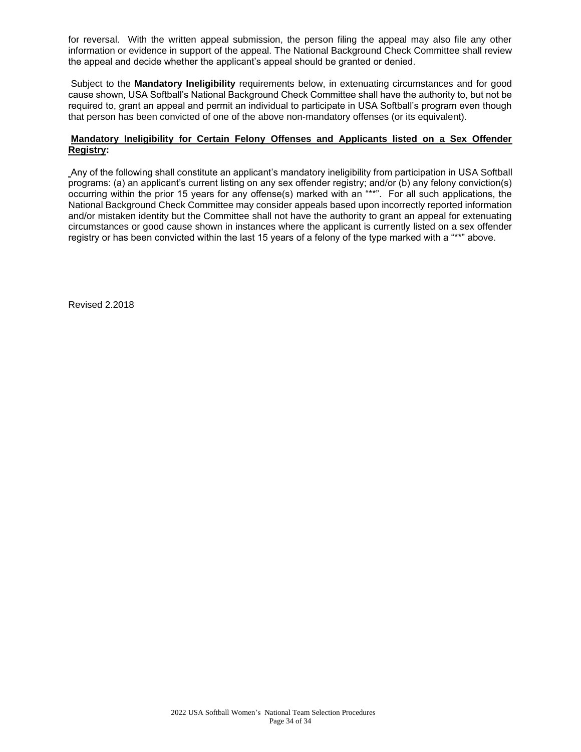for reversal. With the written appeal submission, the person filing the appeal may also file any other information or evidence in support of the appeal. The National Background Check Committee shall review the appeal and decide whether the applicant's appeal should be granted or denied.

Subject to the **Mandatory Ineligibility** requirements below, in extenuating circumstances and for good cause shown, USA Softball's National Background Check Committee shall have the authority to, but not be required to, grant an appeal and permit an individual to participate in USA Softball's program even though that person has been convicted of one of the above non-mandatory offenses (or its equivalent).

**Mandatory Ineligibility for Certain Felony Offenses and Applicants listed on a Sex Offender Registry:**

Any of the following shall constitute an applicant's mandatory ineligibility from participation in USA Softball programs: (a) an applicant's current listing on any sex offender registry; and/or (b) any felony conviction(s) occurring within the prior 15 years for any offense(s) marked with an "**". For all such applications, the National Background Check Committee may consider appeals based upon incorrectly reported information and/or mistaken identity but the Committee shall not have the authority to grant an appeal for extenuating circumstances or good cause shown in instances where the applicant is currently listed on a sex offender registry or has been convicted within the last 15 years of a felony of the type marked with a "**" above.

Revised 2.2018